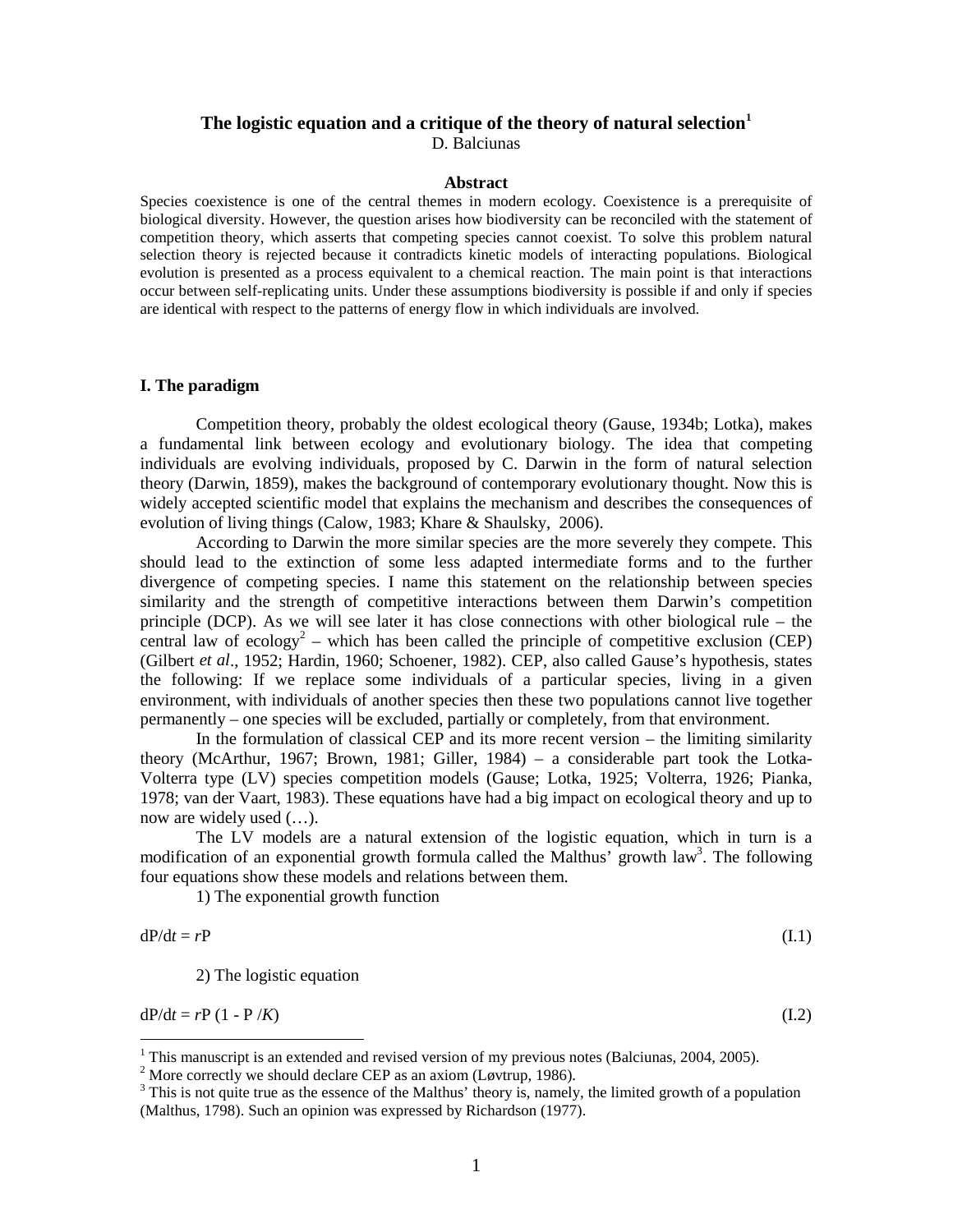# The logistic equation and a critique of the theory of natural selection[1]

D. Balciunas

## Abstract

Species coexistence is one of the central themes in modern ecology. Coexistence is a prerequisite of biological diversity. However, the question arises how biodiversity can be reconciled with the statement of competition theory, which asserts that competing species cannot coexist. To solve this problem natural selection theory is rejected because it contradicts kinetic models of interacting populations. Biological evolution is presented as a process equivalent to a chemical reaction. The main point is that interactions occur between self-replicating units. Under these assumptions biodiversity is possible if and only if species are identical with respect to the patterns of energy flow in which individuals are involved.

## I. The paradigm

Competition theory, probably the oldest ecological theory (Gause, 1934b; Lotka), makes a fundamental link between ecology and evolutionary biology. The idea that competing individuals are evolving individuals, proposed by C. Darwin in the form of natural selection theory (Darwin, 1859), makes the background of contemporary evolutionary thought. Now this is widely accepted scientific model that explains the mechanism and describes the consequences of evolution of living things (Calow, 1983; Khare & Shaulsky, 2006).

According to Darwin the more similar species are the more severely they compete. This should lead to the extinction of some less adapted intermediate forms and to the further divergence of competing species. I name this statement on the relationship between species similarity and the strength of competitive interactions between them Darwin's competition principle (DCP). As we will see later it has close connections with other biological rule – the central law of ecology[2] – which has been called the principle of competitive exclusion (CEP) (Gilbert *et al*., 1952; Hardin, 1960; Schoener, 1982). CEP, also called Gause's hypothesis, states the following: If we replace some individuals of a particular species, living in a given environment, with individuals of another species then these two populations cannot live together permanently – one species will be excluded, partially or completely, from that environment.

In the formulation of classical CEP and its more recent version – the limiting similarity theory (McArthur, 1967; Brown, 1981; Giller, 1984) – a considerable part took the Lotka-Volterra type (LV) species competition models (Gause; Lotka, 1925; Volterra, 1926; Pianka, 1978; van der Vaart, 1983). These equations have had a big impact on ecological theory and up to now are widely used (…).

The LV models are a natural extension of the logistic equation, which in turn is a modification of an exponential growth formula called the Malthus' growth law[3]. The following four equations show these models and relations between them.

1) The exponential growth function

$$\mathrm{d}P/\mathrm{d}t = rP \tag{I.1}$$

2) The logistic equation

$$\mathrm{d}P/\mathrm{d}t = rP\,(1 - P/K) \tag{I.2}$$

---

[1] This manuscript is an extended and revised version of my previous notes (Balciunas, 2004, 2005).

[2] More correctly we should declare CEP as an axiom (Løvtrup, 1986).

[3] This is not quite true as the essence of the Malthus' theory is, namely, the limited growth of a population (Malthus, 1798). Such an opinion was expressed by Richardson (1977).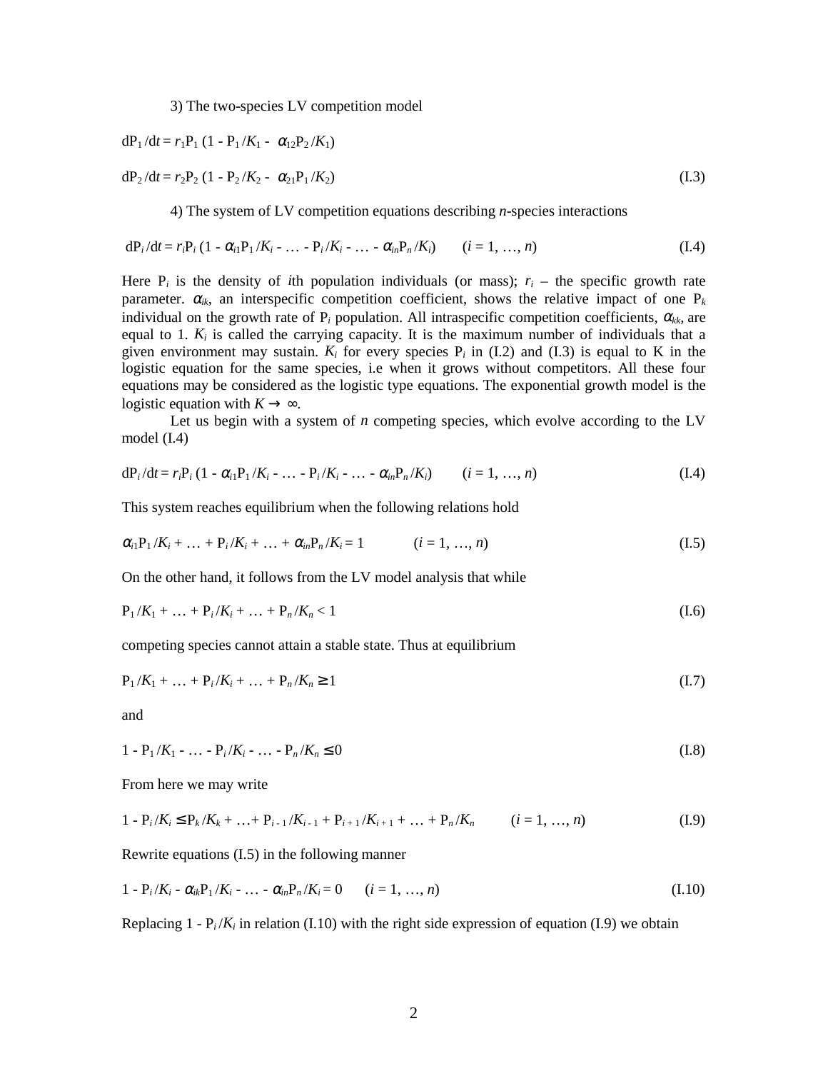3) The two-species LV competition model

$$dP_1/dt = r_1P_1 (1 - P_1/K_1 - \alpha_{12}P_2/K_1)$$

$$dP_2/dt = r_2P_2 (1 - P_2/K_2 - \alpha_{21}P_1/K_2) \tag{I.3}$$

4) The system of LV competition equations describing *n*-species interactions

$$dP_i/dt = r_iP_i (1 - \alpha_{i1}P_1/K_i - \ldots - P_i/K_i - \ldots - \alpha_{in}P_n/K_i) \qquad (i = 1, \ldots, n) \tag{I.4}$$

Here $P_i$ is the density of *i*th population individuals (or mass); $r_i$ – the specific growth rate parameter. $\alpha_{ik}$, an interspecific competition coefficient, shows the relative impact of one $P_k$ individual on the growth rate of $P_i$ population. All intraspecific competition coefficients, $\alpha_{kk}$, are equal to 1. $K_i$ is called the carrying capacity. It is the maximum number of individuals that a given environment may sustain. $K_i$ for every species $P_i$ in (I.2) and (I.3) is equal to K in the logistic equation for the same species, i.e when it grows without competitors. All these four equations may be considered as the logistic type equations. The exponential growth model is the logistic equation with $K \to \infty$.

Let us begin with a system of $n$ competing species, which evolve according to the LV model (I.4)

$$dP_i/dt = r_iP_i (1 - \alpha_{i1}P_1/K_i - \ldots - P_i/K_i - \ldots - \alpha_{in}P_n/K_i) \qquad (i = 1, \ldots, n) \tag{I.4}$$

This system reaches equilibrium when the following relations hold

$$\alpha_{i1}P_1/K_i + \ldots + P_i/K_i + \ldots + \alpha_{in}P_n/K_i = 1 \qquad (i = 1, \ldots, n) \tag{I.5}$$

On the other hand, it follows from the LV model analysis that while

$$P_1/K_1 + \ldots + P_i/K_i + \ldots + P_n/K_n < 1 \tag{I.6}$$

competing species cannot attain a stable state. Thus at equilibrium

$$P_1/K_1 + \ldots + P_i/K_i + \ldots + P_n/K_n \geq 1 \tag{I.7}$$

and

$$1 - P_1/K_1 - \ldots - P_i/K_i - \ldots - P_n/K_n \leq 0 \tag{I.8}$$

From here we may write

$$1 - P_i/K_i \leq P_k/K_k + \ldots + P_{i-1}/K_{i-1} + P_{i+1}/K_{i+1} + \ldots + P_n/K_n \qquad (i = 1, \ldots, n) \tag{I.9}$$

Rewrite equations (I.5) in the following manner

$$1 - P_i/K_i - \alpha_{ik}P_1/K_i - \ldots - \alpha_{in}P_n/K_i = 0 \qquad (i = 1, \ldots, n) \tag{I.10}$$

Replacing $1 - P_i/K_i$ in relation (I.10) with the right side expression of equation (I.9) we obtain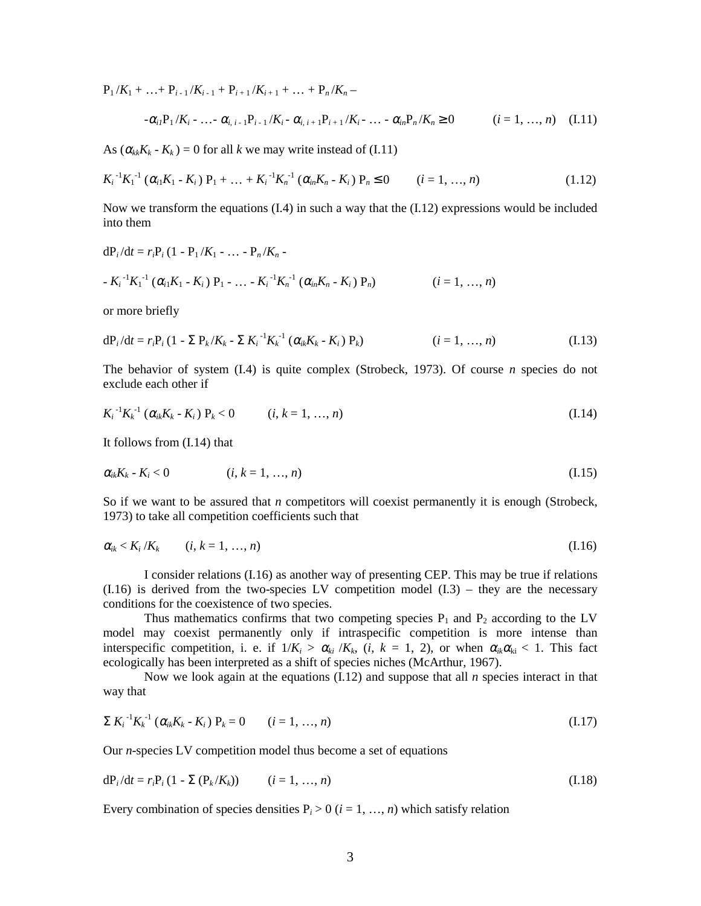$$\mathrm{P}_1/K_1 + \ldots + \mathrm{P}_{i-1}/K_{i-1} + \mathrm{P}_{i+1}/K_{i+1} + \ldots + \mathrm{P}_n/K_n -$$

$$-\alpha_{i1}\mathrm{P}_1/K_i - \ldots - \alpha_{i,\,i-1}\mathrm{P}_{i-1}/K_i - \alpha_{i,\,i+1}\mathrm{P}_{i+1}/K_i - \ldots - \alpha_{in}\mathrm{P}_n/K_n \geq 0 \qquad (i = 1, \ldots, n) \quad \text{(I.11)}$$

As $(\alpha_{kk}K_k - K_k) = 0$ for all $k$ we may write instead of (I.11)

$$K_i^{-1}K_1^{-1}(\alpha_{i1}K_1 - K_i)\,\mathrm{P}_1 + \ldots + K_i^{-1}K_n^{-1}(\alpha_{in}K_n - K_i)\,\mathrm{P}_n \leq 0 \qquad (i = 1, \ldots, n) \quad \text{(1.12)}$$

Now we transform the equations (I.4) in such a way that the (I.12) expressions would be included into them

$$\mathrm{dP}_i/\mathrm{d}t = r_i\mathrm{P}_i\,(1 - \mathrm{P}_1/K_1 - \ldots - \mathrm{P}_n/K_n -$$

$$- K_i^{-1}K_1^{-1}(\alpha_{i1}K_1 - K_i)\,\mathrm{P}_1 - \ldots - K_i^{-1}K_n^{-1}(\alpha_{in}K_n - K_i)\,\mathrm{P}_n) \qquad (i = 1, \ldots, n)$$

or more briefly

$$\mathrm{dP}_i/\mathrm{d}t = r_i\mathrm{P}_i\,(1 - \Sigma\,\mathrm{P}_k/K_k - \Sigma\,K_i^{-1}K_k^{-1}(\alpha_{ik}K_k - K_i)\,\mathrm{P}_k) \qquad (i = 1, \ldots, n) \quad \text{(I.13)}$$

The behavior of system (I.4) is quite complex (Strobeck, 1973). Of course $n$ species do not exclude each other if

$$K_i^{-1}K_k^{-1}(\alpha_{ik}K_k - K_i)\,\mathrm{P}_k < 0 \qquad (i, k = 1, \ldots, n) \quad \text{(I.14)}$$

It follows from (I.14) that

$$\alpha_{ik}K_k - K_i < 0 \qquad (i, k = 1, \ldots, n) \quad \text{(I.15)}$$

So if we want to be assured that $n$ competitors will coexist permanently it is enough (Strobeck, 1973) to take all competition coefficients such that

$$\alpha_{ik} < K_i/K_k \qquad (i, k = 1, \ldots, n) \quad \text{(I.16)}$$

I consider relations (I.16) as another way of presenting CEP. This may be true if relations (I.16) is derived from the two-species LV competition model (I.3) – they are the necessary conditions for the coexistence of two species.

Thus mathematics confirms that two competing species $\mathrm{P}_1$ and $\mathrm{P}_2$ according to the LV model may coexist permanently only if intraspecific competition is more intense than interspecific competition, i. e. if $1/K_i > \alpha_{ki}/K_k$, $(i, k = 1, 2)$, or when $\alpha_{ik}\alpha_{ki} < 1$. This fact ecologically has been interpreted as a shift of species niches (McArthur, 1967).

Now we look again at the equations (I.12) and suppose that all $n$ species interact in that way that

$$\Sigma\,K_i^{-1}K_k^{-1}(\alpha_{ik}K_k - K_i)\,\mathrm{P}_k = 0 \qquad (i = 1, \ldots, n) \quad \text{(I.17)}$$

Our $n$-species LV competition model thus become a set of equations

$$\mathrm{dP}_i/\mathrm{d}t = r_i\mathrm{P}_i\,(1 - \Sigma\,(\mathrm{P}_k/K_k)) \qquad (i = 1, \ldots, n) \quad \text{(I.18)}$$

Every combination of species densities $\mathrm{P}_i > 0$ $(i = 1, \ldots, n)$ which satisfy relation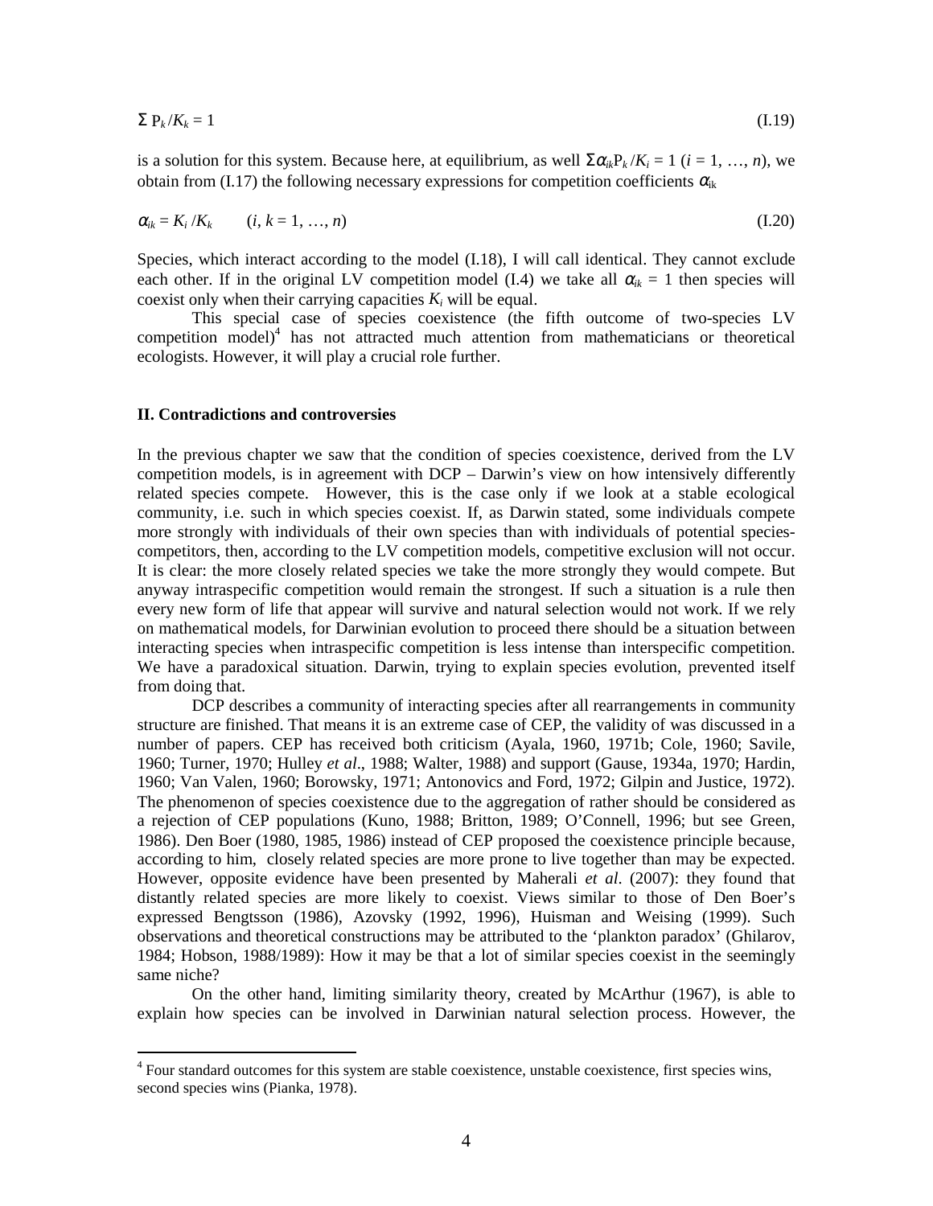$$\Sigma\, P_k / K_k = 1 \tag{I.19}$$

is a solution for this system. Because here, at equilibrium, as well $\Sigma \alpha_{ik} P_k / K_i = 1$ ($i = 1, \ldots, n$), we obtain from (I.17) the following necessary expressions for competition coefficients $\alpha_{ik}$

$$\alpha_{ik} = K_i / K_k \qquad (i, k = 1, \ldots, n) \tag{I.20}$$

Species, which interact according to the model (I.18), I will call identical. They cannot exclude each other. If in the original LV competition model (I.4) we take all $\alpha_{ik} = 1$ then species will coexist only when their carrying capacities $K_i$ will be equal.

This special case of species coexistence (the fifth outcome of two-species LV competition model)[4] has not attracted much attention from mathematicians or theoretical ecologists. However, it will play a crucial role further.

## II. Contradictions and controversies

In the previous chapter we saw that the condition of species coexistence, derived from the LV competition models, is in agreement with DCP – Darwin's view on how intensively differently related species compete. However, this is the case only if we look at a stable ecological community, i.e. such in which species coexist. If, as Darwin stated, some individuals compete more strongly with individuals of their own species than with individuals of potential species-competitors, then, according to the LV competition models, competitive exclusion will not occur. It is clear: the more closely related species we take the more strongly they would compete. But anyway intraspecific competition would remain the strongest. If such a situation is a rule then every new form of life that appear will survive and natural selection would not work. If we rely on mathematical models, for Darwinian evolution to proceed there should be a situation between interacting species when intraspecific competition is less intense than interspecific competition. We have a paradoxical situation. Darwin, trying to explain species evolution, prevented itself from doing that.

DCP describes a community of interacting species after all rearrangements in community structure are finished. That means it is an extreme case of CEP, the validity of was discussed in a number of papers. CEP has received both criticism (Ayala, 1960, 1971b; Cole, 1960; Savile, 1960; Turner, 1970; Hulley *et al*., 1988; Walter, 1988) and support (Gause, 1934a, 1970; Hardin, 1960; Van Valen, 1960; Borowsky, 1971; Antonovics and Ford, 1972; Gilpin and Justice, 1972). The phenomenon of species coexistence due to the aggregation of rather should be considered as a rejection of CEP populations (Kuno, 1988; Britton, 1989; O'Connell, 1996; but see Green, 1986). Den Boer (1980, 1985, 1986) instead of CEP proposed the coexistence principle because, according to him, closely related species are more prone to live together than may be expected. However, opposite evidence have been presented by Maherali *et al*. (2007): they found that distantly related species are more likely to coexist. Views similar to those of Den Boer's expressed Bengtsson (1986), Azovsky (1992, 1996), Huisman and Weising (1999). Such observations and theoretical constructions may be attributed to the 'plankton paradox' (Ghilarov, 1984; Hobson, 1988/1989): How it may be that a lot of similar species coexist in the seemingly same niche?

On the other hand, limiting similarity theory, created by McArthur (1967), is able to explain how species can be involved in Darwinian natural selection process. However, the

---

[4] Four standard outcomes for this system are stable coexistence, unstable coexistence, first species wins, second species wins (Pianka, 1978).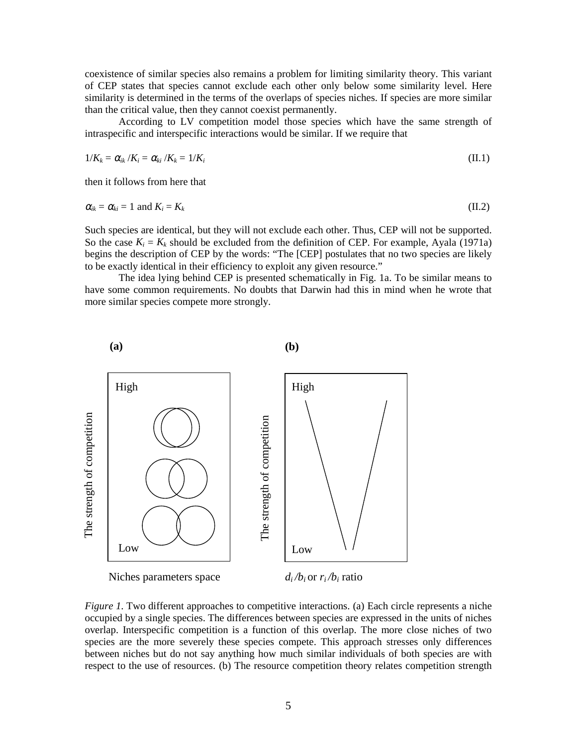coexistence of similar species also remains a problem for limiting similarity theory. This variant of CEP states that species cannot exclude each other only below some similarity level. Here similarity is determined in the terms of the overlaps of species niches. If species are more similar than the critical value, then they cannot coexist permanently.

According to LV competition model those species which have the same strength of intraspecific and interspecific interactions would be similar. If we require that

$$1/K_k = \alpha_{ik} / K_i = \alpha_{ki} / K_k = 1/K_i \qquad \text{(II.1)}$$

then it follows from here that

$$\alpha_{ik} = \alpha_{ki} = 1 \text{ and } K_i = K_k \qquad \text{(II.2)}$$

Such species are identical, but they will not exclude each other. Thus, CEP will not be supported. So the case $K_i = K_k$ should be excluded from the definition of CEP. For example, Ayala (1971a) begins the description of CEP by the words: "The [CEP] postulates that no two species are likely to be exactly identical in their efficiency to exploit any given resource."

The idea lying behind CEP is presented schematically in Fig. 1a. To be similar means to have some common requirements. No doubts that Darwin had this in mind when he wrote that more similar species compete more strongly.

*Figure 1*. Two different approaches to competitive interactions. (a) Each circle represents a niche occupied by a single species. The differences between species are expressed in the units of niches overlap. Interspecific competition is a function of this overlap. The more close niches of two species are the more severely these species compete. This approach stresses only differences between niches but do not say anything how much similar individuals of both species are with respect to the use of resources. (b) The resource competition theory relates competition strength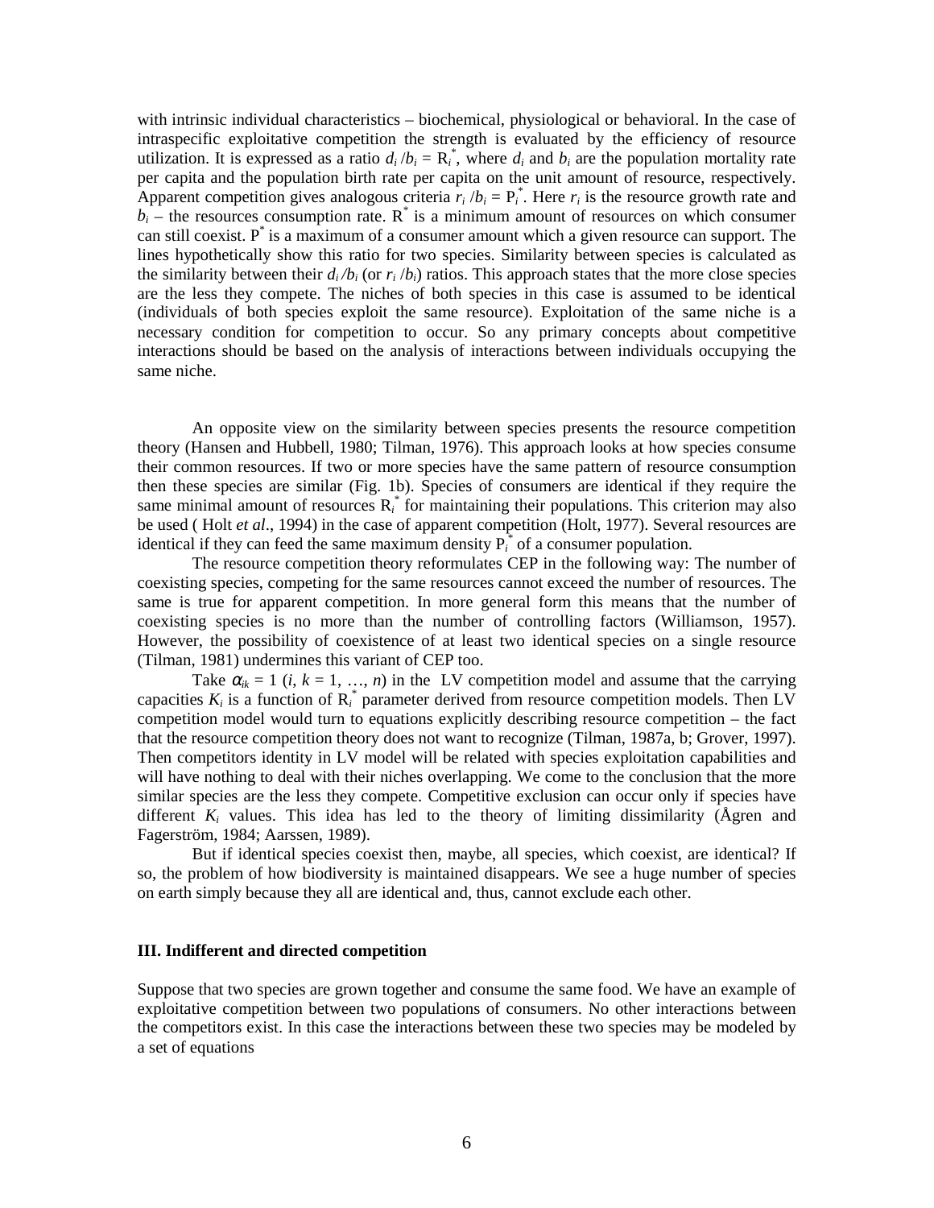with intrinsic individual characteristics – biochemical, physiological or behavioral. In the case of intraspecific exploitative competition the strength is evaluated by the efficiency of resource utilization. It is expressed as a ratio $d_i/b_i = R_i^*$, where $d_i$ and $b_i$ are the population mortality rate per capita and the population birth rate per capita on the unit amount of resource, respectively. Apparent competition gives analogous criteria $r_i/b_i = P_i^*$. Here $r_i$ is the resource growth rate and $b_i$ – the resources consumption rate. $R^*$ is a minimum amount of resources on which consumer can still coexist. $P^*$ is a maximum of a consumer amount which a given resource can support. The lines hypothetically show this ratio for two species. Similarity between species is calculated as the similarity between their $d_i/b_i$ (or $r_i/b_i$) ratios. This approach states that the more close species are the less they compete. The niches of both species in this case is assumed to be identical (individuals of both species exploit the same resource). Exploitation of the same niche is a necessary condition for competition to occur. So any primary concepts about competitive interactions should be based on the analysis of interactions between individuals occupying the same niche.

An opposite view on the similarity between species presents the resource competition theory (Hansen and Hubbell, 1980; Tilman, 1976). This approach looks at how species consume their common resources. If two or more species have the same pattern of resource consumption then these species are similar (Fig. 1b). Species of consumers are identical if they require the same minimal amount of resources $R_i^*$ for maintaining their populations. This criterion may also be used ( Holt *et al*., 1994) in the case of apparent competition (Holt, 1977). Several resources are identical if they can feed the same maximum density $P_i^*$ of a consumer population.

The resource competition theory reformulates CEP in the following way: The number of coexisting species, competing for the same resources cannot exceed the number of resources. The same is true for apparent competition. In more general form this means that the number of coexisting species is no more than the number of controlling factors (Williamson, 1957). However, the possibility of coexistence of at least two identical species on a single resource (Tilman, 1981) undermines this variant of CEP too.

Take $\alpha_{ik} = 1$ ($i$, $k = 1, \ldots, n$) in the LV competition model and assume that the carrying capacities $K_i$ is a function of $R_i^*$ parameter derived from resource competition models. Then LV competition model would turn to equations explicitly describing resource competition – the fact that the resource competition theory does not want to recognize (Tilman, 1987a, b; Grover, 1997). Then competitors identity in LV model will be related with species exploitation capabilities and will have nothing to deal with their niches overlapping. We come to the conclusion that the more similar species are the less they compete. Competitive exclusion can occur only if species have different $K_i$ values. This idea has led to the theory of limiting dissimilarity (Ågren and Fagerström, 1984; Aarssen, 1989).

But if identical species coexist then, maybe, all species, which coexist, are identical? If so, the problem of how biodiversity is maintained disappears. We see a huge number of species on earth simply because they all are identical and, thus, cannot exclude each other.

### III. Indifferent and directed competition

Suppose that two species are grown together and consume the same food. We have an example of exploitative competition between two populations of consumers. No other interactions between the competitors exist. In this case the interactions between these two species may be modeled by a set of equations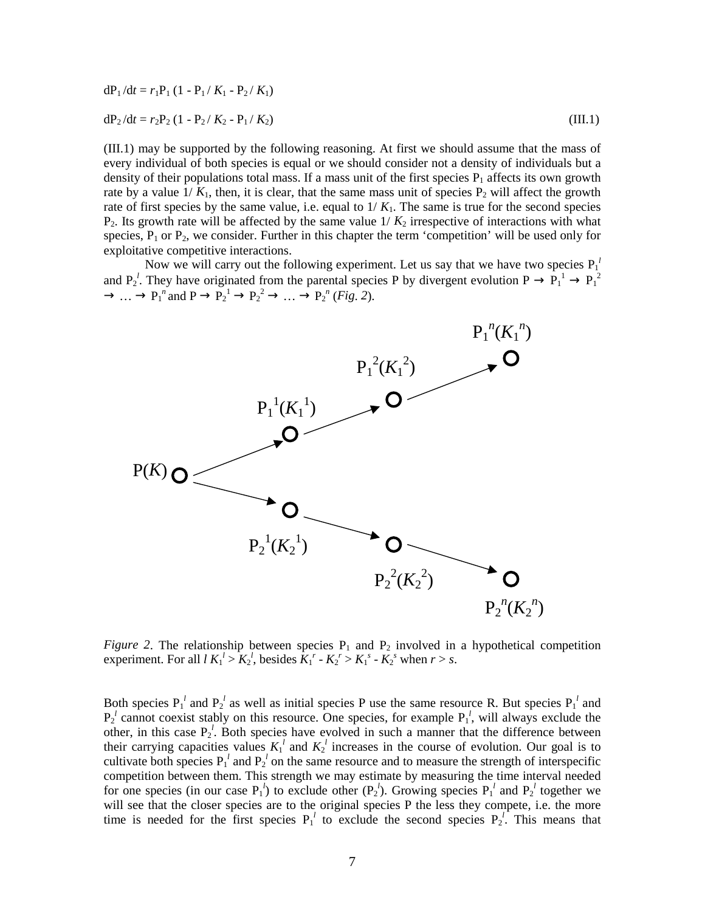$$dP_1/dt = r_1 P_1 (1 - P_1/K_1 - P_2/K_1)$$

$$dP_2/dt = r_2 P_2 (1 - P_2/K_2 - P_1/K_2) \qquad \text{(III.1)}$$

(III.1) may be supported by the following reasoning. At first we should assume that the mass of every individual of both species is equal or we should consider not a density of individuals but a density of their populations total mass. If a mass unit of the first species $P_1$ affects its own growth rate by a value $1/K_1$, then, it is clear, that the same mass unit of species $P_2$ will affect the growth rate of first species by the same value, i.e. equal to $1/K_1$. The same is true for the second species $P_2$. Its growth rate will be affected by the same value $1/K_2$ irrespective of interactions with what species, $P_1$ or $P_2$, we consider. Further in this chapter the term 'competition' will be used only for exploitative competitive interactions.

Now we will carry out the following experiment. Let us say that we have two species $P_1^l$ and $P_2^l$. They have originated from the parental species P by divergent evolution $P \rightarrow P_1^1 \rightarrow P_1^2 \rightarrow \ldots \rightarrow P_1^n$ and $P \rightarrow P_2^1 \rightarrow P_2^2 \rightarrow \ldots \rightarrow P_2^n$ (*Fig. 2*).

*Figure 2*. The relationship between species $P_1$ and $P_2$ involved in a hypothetical competition experiment. For all $l$ $K_1^l > K_2^l$, besides $K_1^r - K_2^r > K_1^s - K_2^s$ when $r > s$.

Both species $P_1^l$ and $P_2^l$ as well as initial species P use the same resource R. But species $P_1^l$ and $P_2^l$ cannot coexist stably on this resource. One species, for example $P_1^l$, will always exclude the other, in this case $P_2^l$. Both species have evolved in such a manner that the difference between their carrying capacities values $K_1^l$ and $K_2^l$ increases in the course of evolution. Our goal is to cultivate both species $P_1^l$ and $P_2^l$ on the same resource and to measure the strength of interspecific competition between them. This strength we may estimate by measuring the time interval needed for one species (in our case $P_1^l$) to exclude other ($P_2^l$). Growing species $P_1^l$ and $P_2^l$ together we will see that the closer species are to the original species P the less they compete, i.e. the more time is needed for the first species $P_1^l$ to exclude the second species $P_2^l$. This means that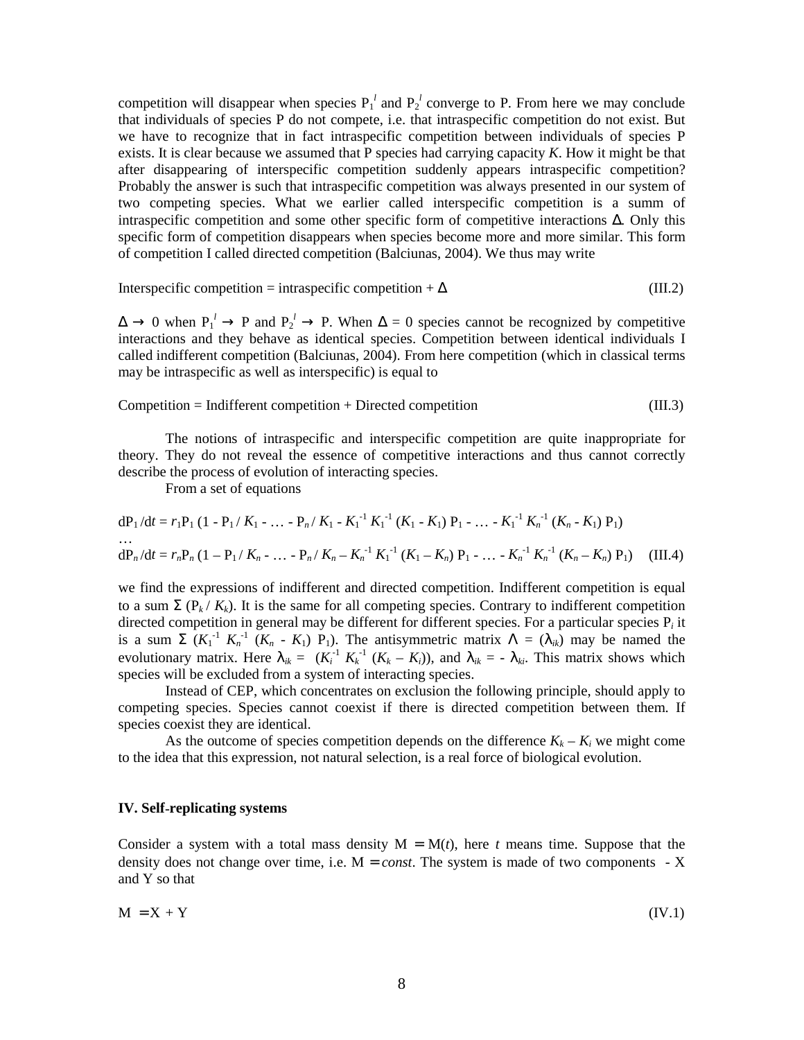competition will disappear when species $P_1^l$ and $P_2^l$ converge to P. From here we may conclude that individuals of species P do not compete, i.e. that intraspecific competition do not exist. But we have to recognize that in fact intraspecific competition between individuals of species P exists. It is clear because we assumed that P species had carrying capacity $K$. How it might be that after disappearing of interspecific competition suddenly appears intraspecific competition? Probably the answer is such that intraspecific competition was always presented in our system of two competing species. What we earlier called interspecific competition is a summ of intraspecific competition and some other specific form of competitive interactions $\Delta$. Only this specific form of competition disappears when species become more and more similar. This form of competition I called directed competition (Balciunas, 2004). We thus may write

$$\text{Interspecific competition} = \text{intraspecific competition} + \Delta \tag{III.2}$$

$\Delta \rightarrow 0$ when $P_1^l \rightarrow P$ and $P_2^l \rightarrow P$. When $\Delta = 0$ species cannot be recognized by competitive interactions and they behave as identical species. Competition between identical individuals I called indifferent competition (Balciunas, 2004). From here competition (which in classical terms may be intraspecific as well as interspecific) is equal to

$$\text{Competition} = \text{Indifferent competition} + \text{Directed competition} \tag{III.3}$$

The notions of intraspecific and interspecific competition are quite inappropriate for theory. They do not reveal the essence of competitive interactions and thus cannot correctly describe the process of evolution of interacting species.

From a set of equations

$$dP_1/dt = r_1 P_1 (1 - P_1/K_1 - \ldots - P_n/K_1 - K_1^{-1} K_1^{-1} (K_1 - K_1) P_1 - \ldots - K_1^{-1} K_n^{-1} (K_n - K_1) P_1)$$
$$\ldots$$
$$dP_n/dt = r_n P_n (1 - P_1/K_n - \ldots - P_n/K_n - K_n^{-1} K_1^{-1} (K_1 - K_n) P_1 - \ldots - K_n^{-1} K_n^{-1} (K_n - K_n) P_1) \tag{III.4}$$

we find the expressions of indifferent and directed competition. Indifferent competition is equal to a sum $\Sigma\, (P_k / K_k)$. It is the same for all competing species. Contrary to indifferent competition directed competition in general may be different for different species. For a particular species $P_i$ it is a sum $\Sigma\, (K_1^{-1} K_n^{-1} (K_n - K_1) P_1)$. The antisymmetric matrix $\Lambda = (\lambda_{ik})$ may be named the evolutionary matrix. Here $\lambda_{ik} = (K_i^{-1} K_k^{-1} (K_k - K_i))$, and $\lambda_{ik} = -\lambda_{ki}$. This matrix shows which species will be excluded from a system of interacting species.

Instead of CEP, which concentrates on exclusion the following principle, should apply to competing species. Species cannot coexist if there is directed competition between them. If species coexist they are identical.

As the outcome of species competition depends on the difference $K_k - K_i$ we might come to the idea that this expression, not natural selection, is a real force of biological evolution.

## IV. Self-replicating systems

Consider a system with a total mass density $M = M(t)$, here $t$ means time. Suppose that the density does not change over time, i.e. $M = const$. The system is made of two components - X and Y so that

$$M = X + Y \tag{IV.1}$$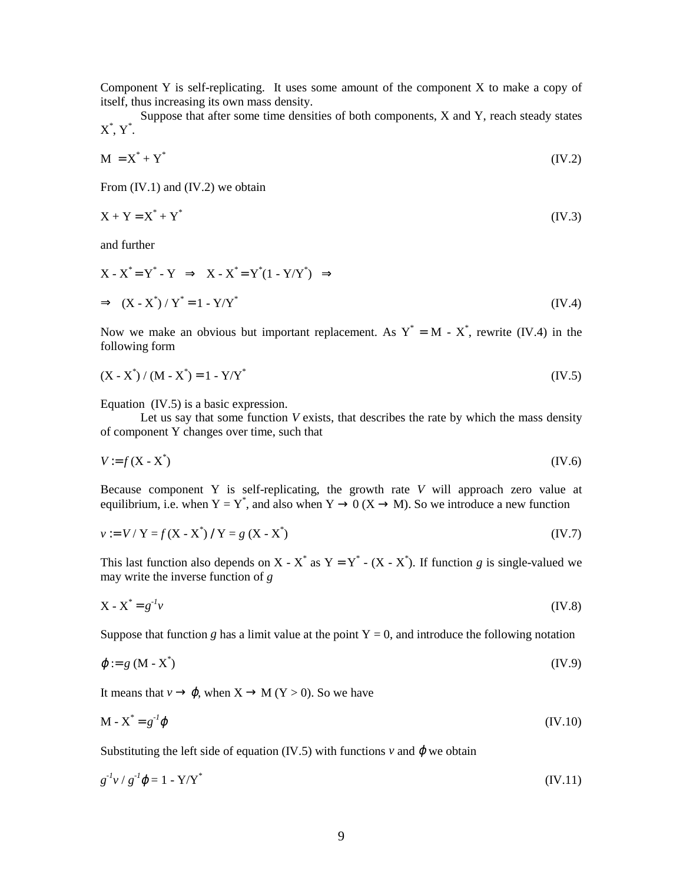Component Y is self-replicating. It uses some amount of the component X to make a copy of itself, thus increasing its own mass density.

Suppose that after some time densities of both components, X and Y, reach steady states $X^*$, $Y^*$.

$$M = X^* + Y^* \tag{IV.2}$$

From (IV.1) and (IV.2) we obtain

$$X + Y = X^* + Y^* \tag{IV.3}$$

and further

$$X - X^* = Y^* - Y \;\; \Rightarrow \;\; X - X^* = Y^*(1 - Y/Y^*) \;\; \Rightarrow$$

$$\Rightarrow \;\; (X - X^*) / Y^* = 1 - Y/Y^* \tag{IV.4}$$

Now we make an obvious but important replacement. As $Y^* = M - X^*$, rewrite (IV.4) in the following form

$$(X - X^*) / (M - X^*) = 1 - Y/Y^* \tag{IV.5}$$

Equation (IV.5) is a basic expression.

Let us say that some function $V$ exists, that describes the rate by which the mass density of component Y changes over time, such that

$$V := f\,(X - X^*) \tag{IV.6}$$

Because component Y is self-replicating, the growth rate $V$ will approach zero value at equilibrium, i.e. when $Y = Y^*$, and also when $Y \to 0$ ($X \to M$). So we introduce a new function

$$v := V / Y = f\,(X - X^*) \,/\, Y = g\,(X - X^*) \tag{IV.7}$$

This last function also depends on $X - X^*$ as $Y = Y^* - (X - X^*)$. If function $g$ is single-valued we may write the inverse function of $g$

$$X - X^* = g^{-1}v \tag{IV.8}$$

Suppose that function $g$ has a limit value at the point $Y = 0$, and introduce the following notation

$$\varphi := g\,(M - X^*) \tag{IV.9}$$

It means that $v \to \varphi$, when $X \to M$ ($Y > 0$). So we have

$$M - X^* = g^{-1}\varphi \tag{IV.10}$$

Substituting the left side of equation (IV.5) with functions $v$ and $\varphi$ we obtain

$$g^{-1}v \,/\, g^{-1}\varphi = 1 - Y/Y^* \tag{IV.11}$$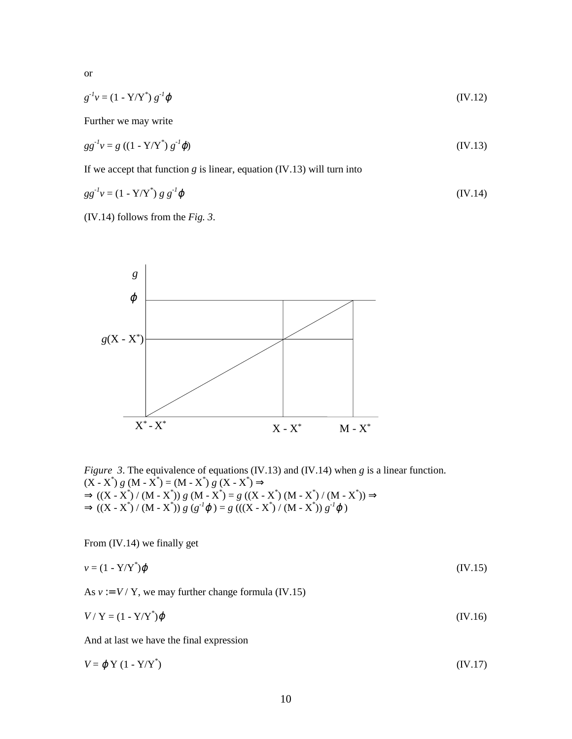or

$$g^{-1}v = (1 - Y/Y^*)\, g^{-1}\varphi \tag{IV.12}$$

Further we may write

$$gg^{-1}v = g\,((1 - Y/Y^*)\, g^{-1}\varphi) \tag{IV.13}$$

If we accept that function $g$ is linear, equation (IV.13) will turn into

$$gg^{-1}v = (1 - Y/Y^*)\, g\, g^{-1}\varphi \tag{IV.14}$$

(IV.14) follows from the *Fig. 3*.

*Figure 3*. The equivalence of equations (IV.13) and (IV.14) when $g$ is a linear function.
$(X - X^*)\, g\,(M - X^*) = (M - X^*)\, g\,(X - X^*) \Rightarrow$
$\Rightarrow ((X - X^*) / (M - X^*))\, g\,(M - X^*) = g\,((X - X^*)\,(M - X^*) / (M - X^*)) \Rightarrow$
$\Rightarrow ((X - X^*) / (M - X^*))\, g\,(g^{-1}\varphi) = g\,(((X - X^*) / (M - X^*))\, g^{-1}\varphi)$

From (IV.14) we finally get

$$v = (1 - Y/Y^*)\varphi \tag{IV.15}$$

As $v := V / Y$, we may further change formula (IV.15)

$$V / Y = (1 - Y/Y^*)\varphi \tag{IV.16}$$

And at last we have the final expression

$$V = \varphi\, Y\, (1 - Y/Y^*) \tag{IV.17}$$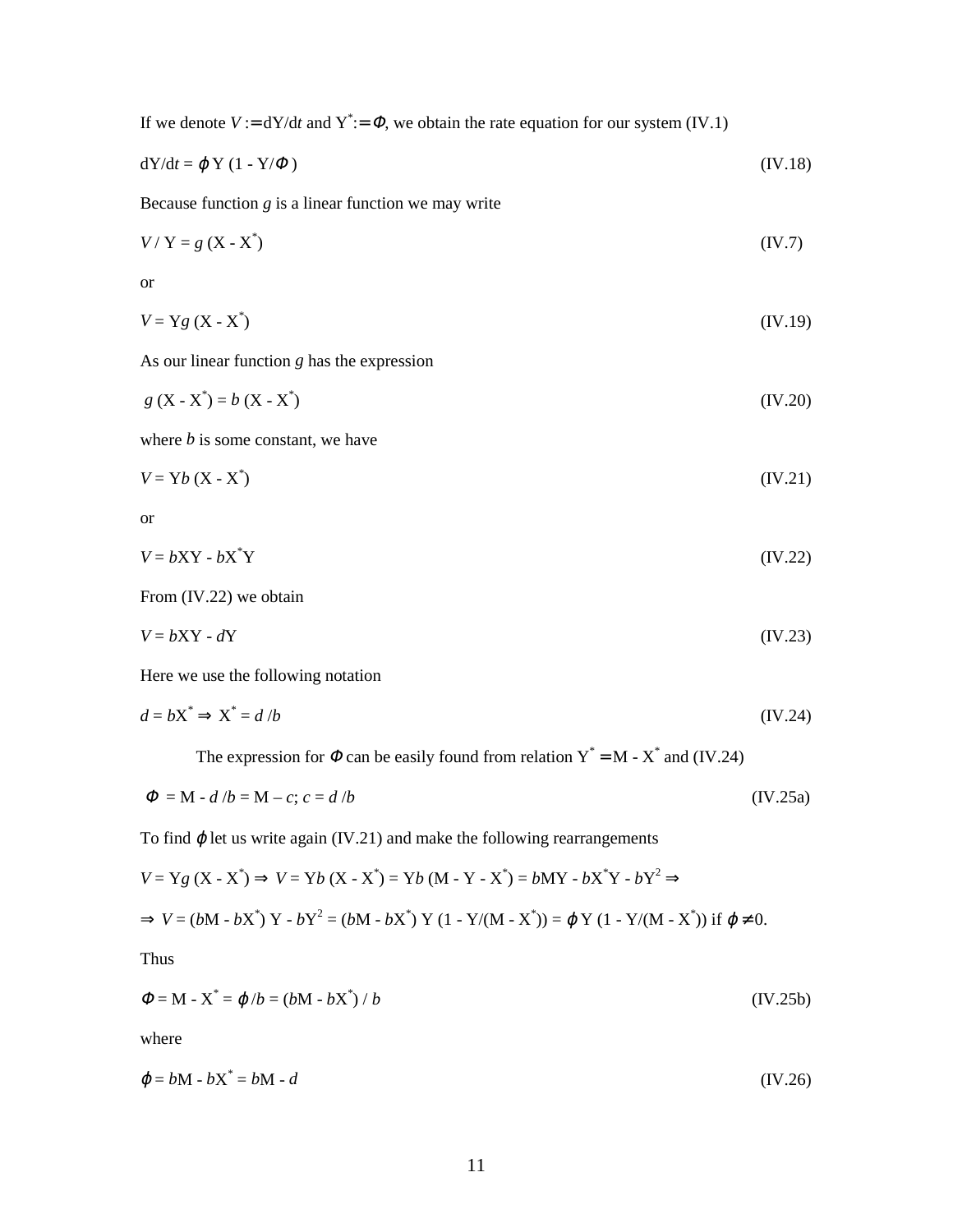If we denote $V := \mathrm{d}Y/\mathrm{d}t$ and $Y^* := \Phi$, we obtain the rate equation for our system (IV.1)

$$\mathrm{d}Y/\mathrm{d}t = \varphi Y (1 - Y/\Phi) \tag{IV.18}$$

Because function $g$ is a linear function we may write

$$V / Y = g (X - X^*) \tag{IV.7}$$

or

$$V = Yg (X - X^*) \tag{IV.19}$$

As our linear function $g$ has the expression

$$g (X - X^*) = b (X - X^*) \tag{IV.20}$$

where $b$ is some constant, we have

$$V = Yb (X - X^*) \tag{IV.21}$$

or

$$V = bXY - bX^*Y \tag{IV.22}$$

From (IV.22) we obtain

$$V = bXY - dY \tag{IV.23}$$

Here we use the following notation

$$d = bX^* \Rightarrow X^* = d/b \tag{IV.24}$$

The expression for $\Phi$ can be easily found from relation $Y^* = M - X^*$ and (IV.24)

$$\Phi = M - d/b = M - c;\ c = d/b \tag{IV.25a}$$

To find $\varphi$ let us write again (IV.21) and make the following rearrangements

$$V = Yg (X - X^*) \Rightarrow V = Yb (X - X^*) = Yb (M - Y - X^*) = bMY - bX^*Y - bY^2 \Rightarrow$$

$$\Rightarrow V = (bM - bX^*) Y - bY^2 = (bM - bX^*) Y (1 - Y/(M - X^*)) = \varphi Y (1 - Y/(M - X^*)) \text{ if } \varphi \neq 0.$$

Thus

$$\Phi = M - X^* = \varphi/b = (bM - bX^*) / b \tag{IV.25b}$$

where

$$\varphi = bM - bX^* = bM - d \tag{IV.26}$$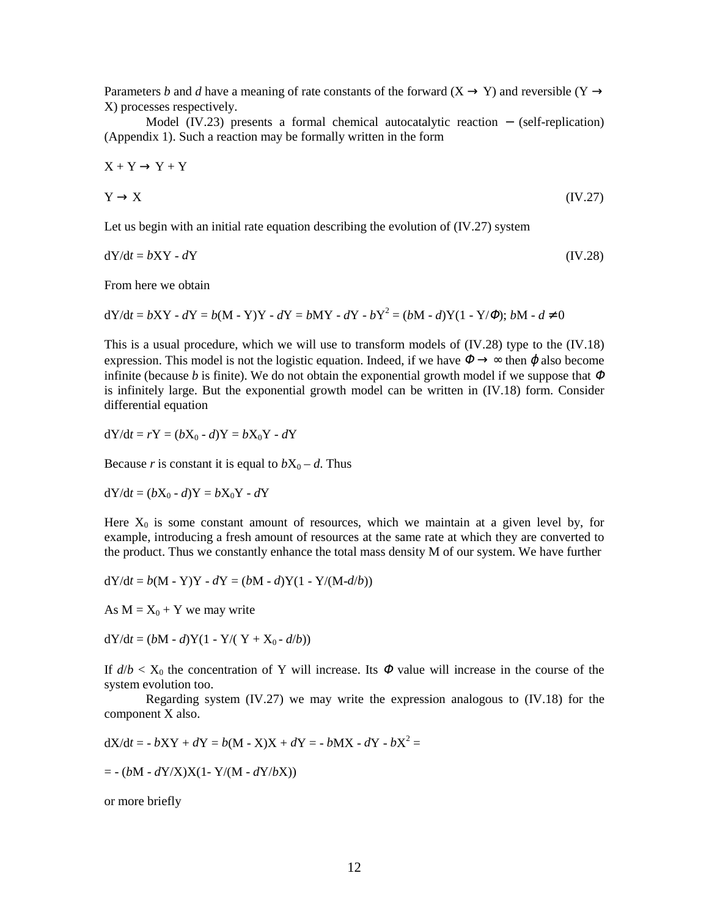Parameters $b$ and $d$ have a meaning of rate constants of the forward ($X \rightarrow Y$) and reversible ($Y \rightarrow X$) processes respectively.

Model (IV.23) presents a formal chemical autocatalytic reaction − (self-replication) (Appendix 1). Such a reaction may be formally written in the form

$$X + Y \rightarrow Y + Y$$

$$Y \rightarrow X \qquad \text{(IV.27)}$$

Let us begin with an initial rate equation describing the evolution of (IV.27) system

$$dY/dt = bXY - dY \qquad \text{(IV.28)}$$

From here we obtain

$$dY/dt = bXY - dY = b(M - Y)Y - dY = bMY - dY - bY^2 = (bM - d)Y(1 - Y/\Phi);\ bM - d \neq 0$$

This is a usual procedure, which we will use to transform models of (IV.28) type to the (IV.18) expression. This model is not the logistic equation. Indeed, if we have $\Phi \rightarrow \infty$ then $\varphi$ also become infinite (because $b$ is finite). We do not obtain the exponential growth model if we suppose that $\Phi$ is infinitely large. But the exponential growth model can be written in (IV.18) form. Consider differential equation

$$dY/dt = rY = (bX_0 - d)Y = bX_0Y - dY$$

Because $r$ is constant it is equal to $bX_0 – d$. Thus

$$dY/dt = (bX_0 - d)Y = bX_0Y - dY$$

Here $X_0$ is some constant amount of resources, which we maintain at a given level by, for example, introducing a fresh amount of resources at the same rate at which they are converted to the product. Thus we constantly enhance the total mass density M of our system. We have further

$$dY/dt = b(M - Y)Y - dY = (bM - d)Y(1 - Y/(M-d/b))$$

As $M = X_0 + Y$ we may write

$$dY/dt = (bM - d)Y(1 - Y/( Y + X_0 - d/b))$$

If $d/b < X_0$ the concentration of Y will increase. Its $\Phi$ value will increase in the course of the system evolution too.

Regarding system (IV.27) we may write the expression analogous to (IV.18) for the component X also.

$$dX/dt = - bXY + dY = b(M - X)X + dY = - bMX - dY - bX^2 =$$

$$= - (bM - dY/X)X(1- Y/(M - dY/bX))$$

or more briefly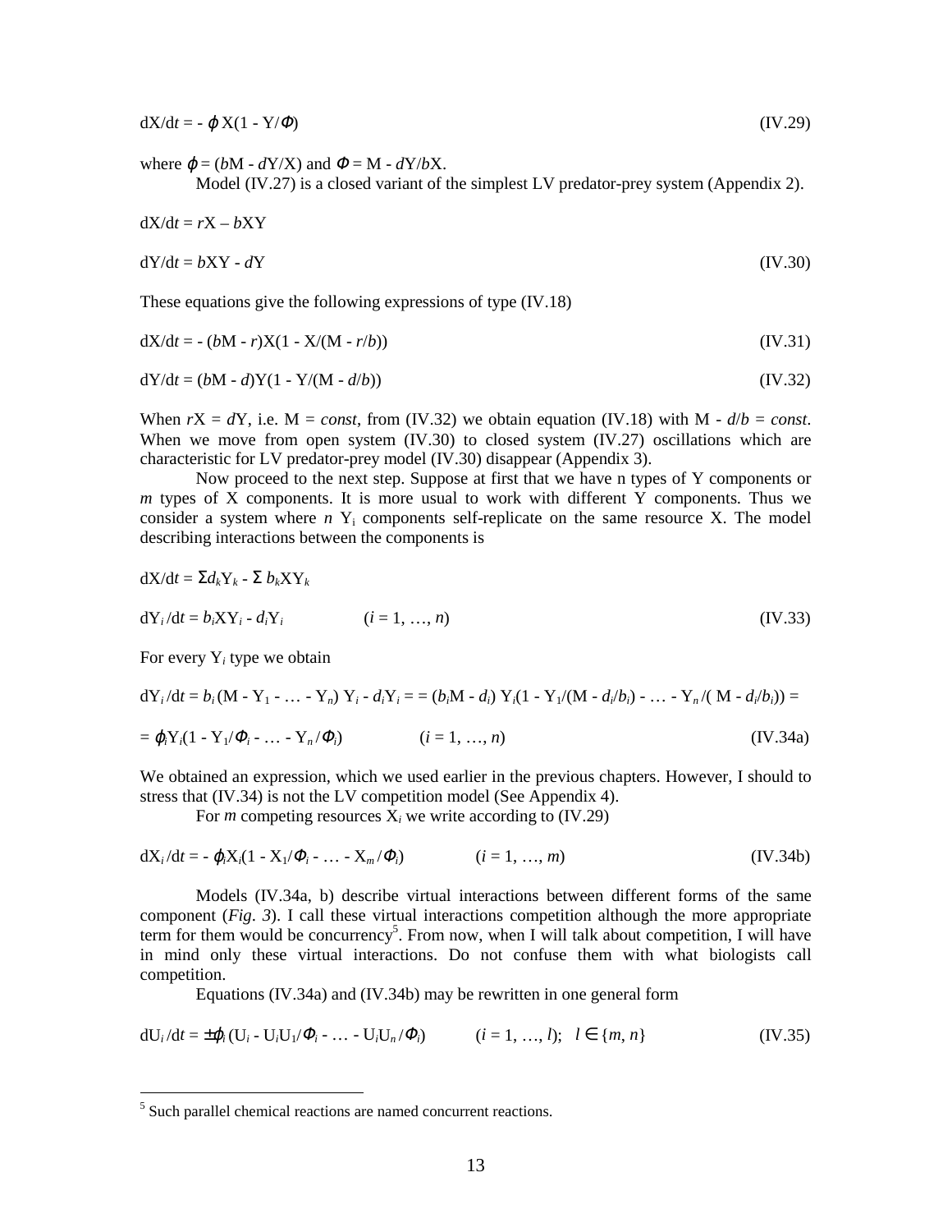$$dX/dt = -\varphi X(1 - Y/\Phi) \tag{IV.29}$$

where $\varphi = (bM - dY/X)$ and $\Phi = M - dY/bX$.

Model (IV.27) is a closed variant of the simplest LV predator-prey system (Appendix 2).

$$dX/dt = rX - bXY$$

$$dY/dt = bXY - dY \tag{IV.30}$$

These equations give the following expressions of type (IV.18)

$$dX/dt = -(bM - r)X(1 - X/(M - r/b)) \tag{IV.31}$$

$$dY/dt = (bM - d)Y(1 - Y/(M - d/b)) \tag{IV.32}$$

When $rX = dY$, i.e. $M = const$, from (IV.32) we obtain equation (IV.18) with $M - d/b = const$. When we move from open system (IV.30) to closed system (IV.27) oscillations which are characteristic for LV predator-prey model (IV.30) disappear (Appendix 3).

Now proceed to the next step. Suppose at first that we have n types of Y components or $m$ types of X components. It is more usual to work with different Y components. Thus we consider a system where $n$ $Y_i$ components self-replicate on the same resource X. The model describing interactions between the components is

$$dX/dt = \Sigma d_k Y_k - \Sigma b_k X Y_k$$

$$dY_i/dt = b_i X Y_i - d_i Y_i \qquad (i = 1, \ldots, n) \tag{IV.33}$$

For every $Y_i$ type we obtain

$$dY_i/dt = b_i(M - Y_1 - \ldots - Y_n)\,Y_i - d_i Y_i = = (b_i M - d_i)\,Y_i(1 - Y_1/(M - d_i/b_i) - \ldots - Y_n/(M - d_i/b_i)) =$$

$$= \varphi_i Y_i(1 - Y_1/\Phi_i - \ldots - Y_n/\Phi_i) \qquad (i = 1, \ldots, n) \tag{IV.34a}$$

We obtained an expression, which we used earlier in the previous chapters. However, I should to stress that (IV.34) is not the LV competition model (See Appendix 4).

For $m$ competing resources $X_i$ we write according to (IV.29)

$$dX_i/dt = -\varphi_i X_i(1 - X_1/\Phi_i - \ldots - X_m/\Phi_i) \qquad (i = 1, \ldots, m) \tag{IV.34b}$$

Models (IV.34a, b) describe virtual interactions between different forms of the same component (*Fig. 3*). I call these virtual interactions competition although the more appropriate term for them would be concurrency[5]. From now, when I will talk about competition, I will have in mind only these virtual interactions. Do not confuse them with what biologists call competition.

Equations (IV.34a) and (IV.34b) may be rewritten in one general form

$$dU_i/dt = \pm\varphi_i(U_i - U_i U_1/\Phi_i - \ldots - U_i U_n/\Phi_i) \qquad (i = 1, \ldots, l); \quad l \in \{m, n\} \tag{IV.35}$$

---

[5] Such parallel chemical reactions are named concurrent reactions.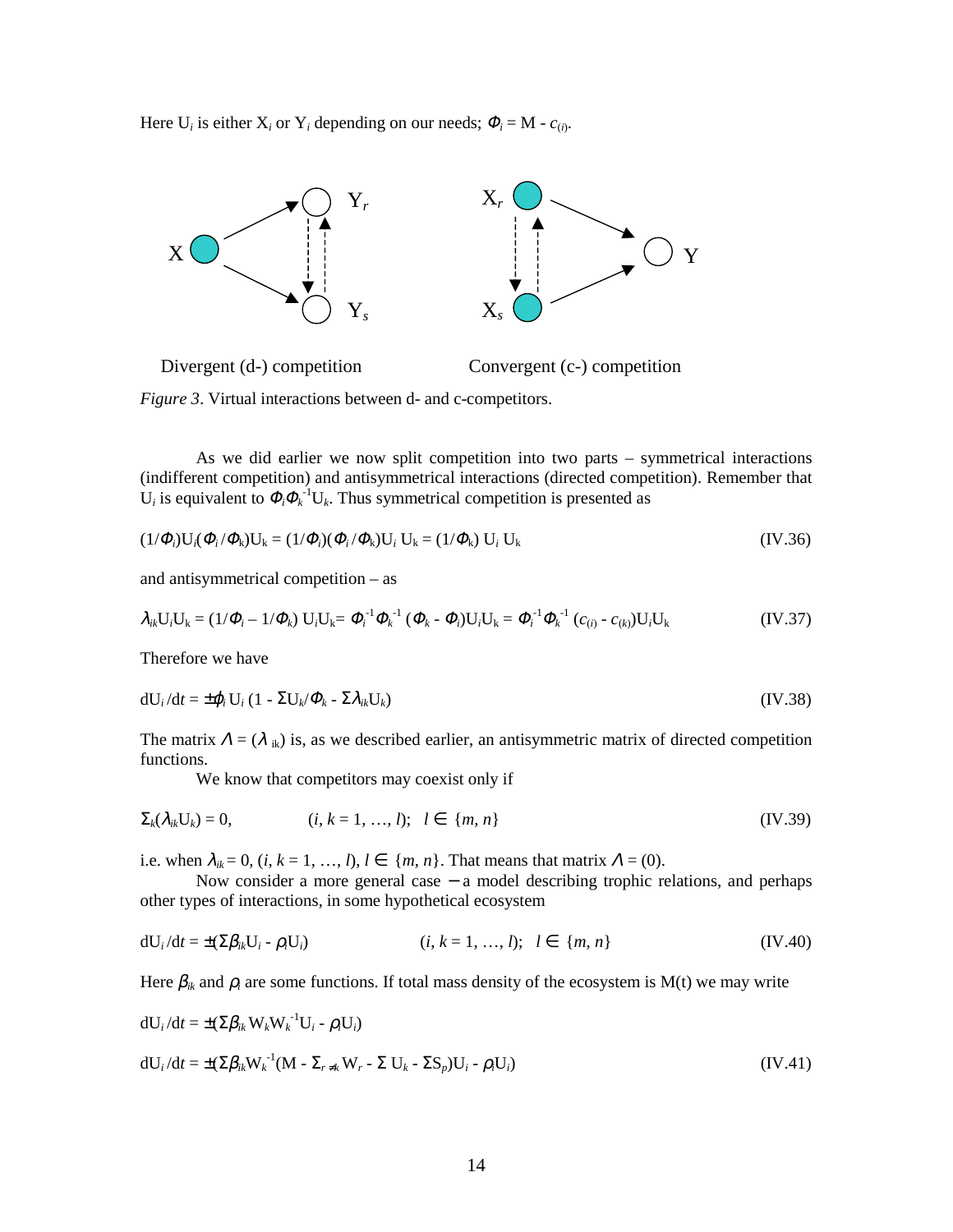Here $U_i$ is either $X_i$ or $Y_i$ depending on our needs; $\Phi_i = M - c_{(i)}$.

Divergent (d-) competition Convergent (c-) competition

*Figure 3*. Virtual interactions between d- and c-competitors.

As we did earlier we now split competition into two parts – symmetrical interactions (indifferent competition) and antisymmetrical interactions (directed competition). Remember that $U_i$ is equivalent to $\Phi_i\Phi_k^{-1}U_k$. Thus symmetrical competition is presented as

$$(1/\Phi_i)U_i(\Phi_i/\Phi_k)U_k = (1/\Phi_i)(\Phi_i/\Phi_k)U_i\,U_k = (1/\Phi_k)\,U_i\,U_k \qquad \text{(IV.36)}$$

and antisymmetrical competition – as

$$\lambda_{ik}U_iU_k = (1/\Phi_i - 1/\Phi_k)\,U_iU_k = \Phi_i^{-1}\Phi_k^{-1}\,(\Phi_k - \Phi_i)U_iU_k = \Phi_i^{-1}\Phi_k^{-1}\,(c_{(i)} - c_{(k)})U_iU_k \qquad \text{(IV.37)}$$

Therefore we have

$$dU_i/dt = \pm\varphi_i\,U_i\,(1 - \Sigma U_k/\Phi_k - \Sigma\lambda_{ik}U_k) \qquad \text{(IV.38)}$$

The matrix $\Lambda = (\lambda_{ik})$ is, as we described earlier, an antisymmetric matrix of directed competition functions.

We know that competitors may coexist only if

$$\Sigma_k(\lambda_{ik}U_k) = 0, \qquad (i, k = 1, \ldots, l);\ \ l \in \{m, n\} \qquad \text{(IV.39)}$$

i.e. when $\lambda_{ik} = 0$, $(i, k = 1, \ldots, l)$, $l \in \{m, n\}$. That means that matrix $\Lambda = (0)$.

Now consider a more general case − a model describing trophic relations, and perhaps other types of interactions, in some hypothetical ecosystem

$$dU_i/dt = \pm(\Sigma\beta_{ik}U_i - \rho_iU_i) \qquad (i, k = 1, \ldots, l);\ \ l \in \{m, n\} \qquad \text{(IV.40)}$$

Here $\beta_{ik}$ and $\rho_i$ are some functions. If total mass density of the ecosystem is M(t) we may write

$$dU_i/dt = \pm(\Sigma\beta_{ik}\,W_kW_k^{-1}U_i - \rho_iU_i)$$

$$dU_i/dt = \pm(\Sigma\beta_{ik}W_k^{-1}(M - \Sigma_{r\neq k}W_r - \Sigma\,U_k - \Sigma S_p)U_i - \rho_iU_i) \qquad \text{(IV.41)}$$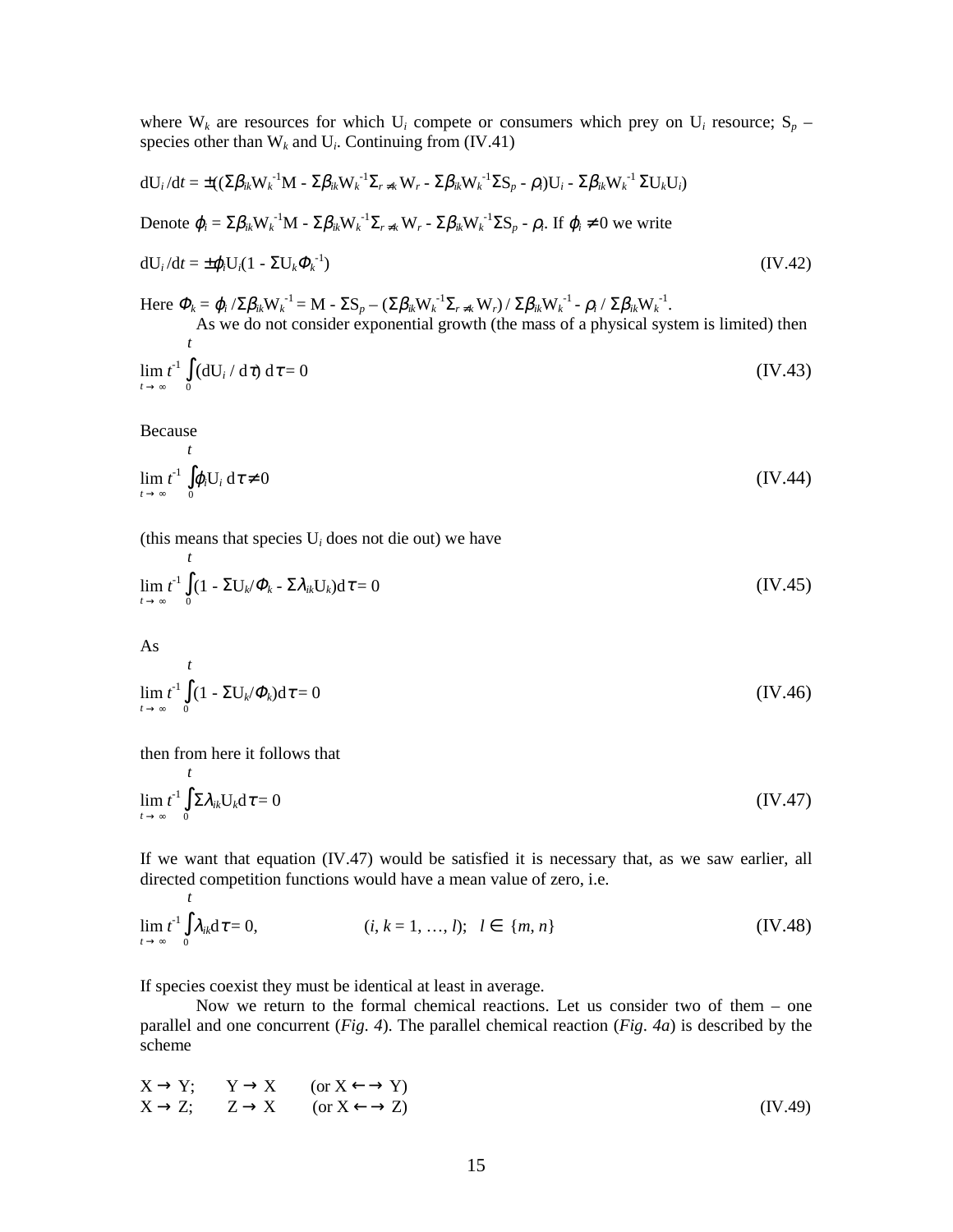where $W_k$ are resources for which $U_i$ compete or consumers which prey on $U_i$ resource; $S_p$ – species other than $W_k$ and $U_i$. Continuing from (IV.41)

$$dU_i/dt = \pm((\Sigma\beta_{ik}W_k^{-1}M - \Sigma\beta_{ik}W_k^{-1}\Sigma_{r\neq k}W_r - \Sigma\beta_{ik}W_k^{-1}\Sigma S_p - \rho_i)U_i - \Sigma\beta_{ik}W_k^{-1}\,\Sigma U_k U_i)$$

Denote $\varphi_i = \Sigma\beta_{ik}W_k^{-1}M - \Sigma\beta_{ik}W_k^{-1}\Sigma_{r\neq k}W_r - \Sigma\beta_{ik}W_k^{-1}\Sigma S_p - \rho_i$. If $\varphi_i \neq 0$ we write

$$dU_i/dt = \pm\varphi_i U_i(1 - \Sigma U_k \Phi_k^{-1}) \qquad \text{(IV.42)}$$

Here $\Phi_k = \varphi_i/\Sigma\beta_{ik}W_k^{-1} = M - \Sigma S_p - (\Sigma\beta_{ik}W_k^{-1}\Sigma_{r\neq k}W_r)/\Sigma\beta_{ik}W_k^{-1} - \rho_i/\Sigma\beta_{ik}W_k^{-1}$.

As we do not consider exponential growth (the mass of a physical system is limited) then

$$\lim_{t\to\infty} t^{-1}\int_0^t (dU_i/d\tau)\,d\tau = 0 \qquad \text{(IV.43)}$$

Because

$$\lim_{t\to\infty} t^{-1}\int_0^t \varphi_i U_i\,d\tau \neq 0 \qquad \text{(IV.44)}$$

(this means that species $U_i$ does not die out) we have

$$\lim_{t\to\infty} t^{-1}\int_0^t (1 - \Sigma U_k/\Phi_k - \Sigma\lambda_{ik}U_k)\,d\tau = 0 \qquad \text{(IV.45)}$$

As

$$\lim_{t\to\infty} t^{-1}\int_0^t (1 - \Sigma U_k/\Phi_k)\,d\tau = 0 \qquad \text{(IV.46)}$$

then from here it follows that

$$\lim_{t\to\infty} t^{-1}\int_0^t \Sigma\lambda_{ik}U_k\,d\tau = 0 \qquad \text{(IV.47)}$$

If we want that equation (IV.47) would be satisfied it is necessary that, as we saw earlier, all directed competition functions would have a mean value of zero, i.e.

$$\lim_{t\to\infty} t^{-1}\int_0^t \lambda_{ik}\,d\tau = 0, \qquad (i, k = 1, \ldots, l);\quad l \in \{m, n\} \qquad \text{(IV.48)}$$

If species coexist they must be identical at least in average.

Now we return to the formal chemical reactions. Let us consider two of them – one parallel and one concurrent (*Fig. 4*). The parallel chemical reaction (*Fig. 4a*) is described by the scheme

$$\begin{array}{lll} X \to Y; & Y \to X & (\text{or } X \leftrightarrow Y) \\ X \to Z; & Z \to X & (\text{or } X \leftrightarrow Z) \end{array} \qquad \text{(IV.49)}$$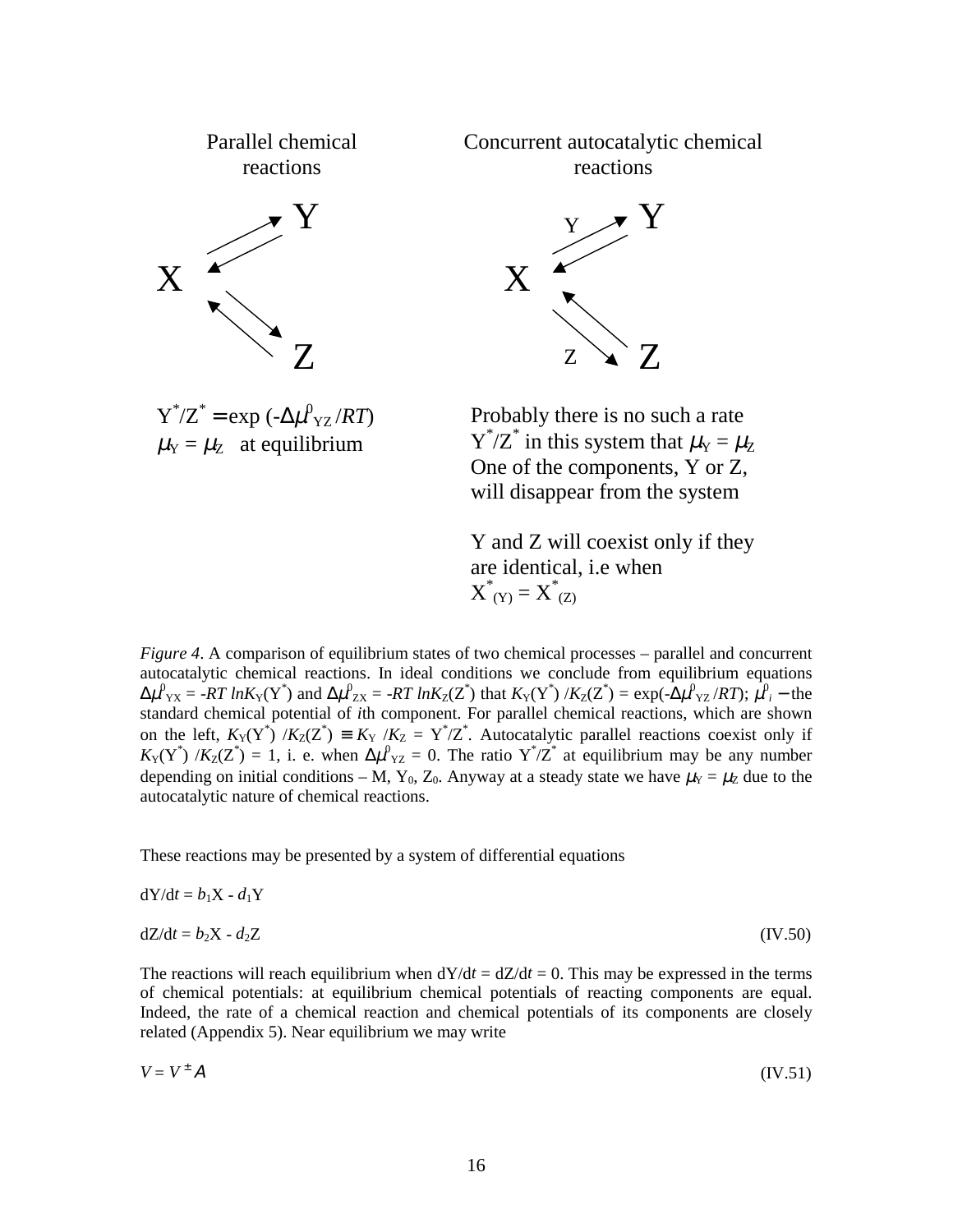Parallel chemical reactions

Concurrent autocatalytic chemical reactions

$Y^*/Z^* = \exp(-\Delta\mu^0_{YZ}/RT)$
$\mu_Y = \mu_Z$ at equilibrium

Probably there is no such a rate $Y^*/Z^*$ in this system that $\mu_Y = \mu_Z$
One of the components, Y or Z, will disappear from the system

Y and Z will coexist only if they are identical, i.e when
$X^*_{(Y)} = X^*_{(Z)}$

*Figure 4*. A comparison of equilibrium states of two chemical processes – parallel and concurrent autocatalytic chemical reactions. In ideal conditions we conclude from equilibrium equations $\Delta\mu^0_{YX} = -RT\, lnK_Y(Y^*)$ and $\Delta\mu^0_{ZX} = -RT\, lnK_Z(Z^*)$ that $K_Y(Y^*)/K_Z(Z^*) = \exp(-\Delta\mu^0_{YZ}/RT)$; $\mu^0_i$ – the standard chemical potential of *i*th component. For parallel chemical reactions, which are shown on the left, $K_Y(Y^*)/K_Z(Z^*) \equiv K_Y/K_Z = Y^*/Z^*$. Autocatalytic parallel reactions coexist only if $K_Y(Y^*)/K_Z(Z^*) = 1$, i. e. when $\Delta\mu^0_{YZ} = 0$. The ratio $Y^*/Z^*$ at equilibrium may be any number depending on initial conditions – M, $Y_0$, $Z_0$. Anyway at a steady state we have $\mu_Y = \mu_Z$ due to the autocatalytic nature of chemical reactions.

These reactions may be presented by a system of differential equations

$$dY/dt = b_1X - d_1Y$$

$$dZ/dt = b_2X - d_2Z \qquad \text{(IV.50)}$$

The reactions will reach equilibrium when $dY/dt = dZ/dt = 0$. This may be expressed in the terms of chemical potentials: at equilibrium chemical potentials of reacting components are equal. Indeed, the rate of a chemical reaction and chemical potentials of its components are closely related (Appendix 5). Near equilibrium we may write

$$V = V^{\pm}A \qquad \text{(IV.51)}$$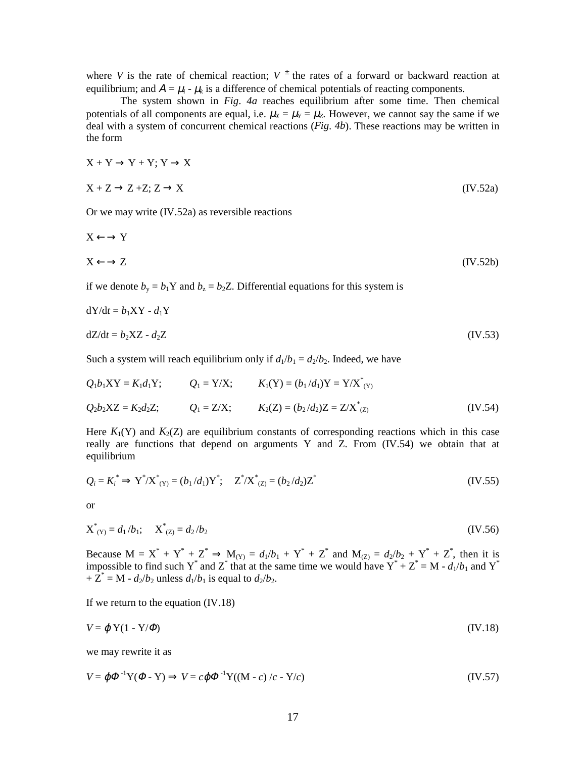where $V$ is the rate of chemical reaction; $V^{\pm}$ the rates of a forward or backward reaction at equilibrium; and $A = \mu_i - \mu_k$ is a difference of chemical potentials of reacting components.

The system shown in *Fig. 4a* reaches equilibrium after some time. Then chemical potentials of all components are equal, i.e. $\mu_X = \mu_Y = \mu_Z$. However, we cannot say the same if we deal with a system of concurrent chemical reactions (*Fig. 4b*). These reactions may be written in the form

$$X + Y \rightarrow Y + Y; \; Y \rightarrow X$$

$$X + Z \rightarrow Z + Z; \; Z \rightarrow X \tag{IV.52a}$$

Or we may write (IV.52a) as reversible reactions

$$X \leftarrow\rightarrow Y$$

$$X \leftarrow\rightarrow Z \tag{IV.52b}$$

if we denote $b_y = b_1Y$ and $b_z = b_2Z$. Differential equations for this system is

$$dY/dt = b_1XY - d_1Y$$

$$dZ/dt = b_2XZ - d_2Z \tag{IV.53}$$

Such a system will reach equilibrium only if $d_1/b_1 = d_2/b_2$. Indeed, we have

$$Q_1b_1XY = K_1d_1Y; \qquad Q_1 = Y/X; \qquad K_1(Y) = (b_1/d_1)Y = Y/X^*_{(Y)}$$

$$Q_2b_2XZ = K_2d_2Z; \qquad Q_1 = Z/X; \qquad K_2(Z) = (b_2/d_2)Z = Z/X^*_{(Z)} \tag{IV.54}$$

Here $K_1(Y)$ and $K_2(Z)$ are equilibrium constants of corresponding reactions which in this case really are functions that depend on arguments Y and Z. From (IV.54) we obtain that at equilibrium

$$Q_i = K_i^* \Rightarrow Y^*/X^*_{(Y)} = (b_1/d_1)Y^*; \quad Z^*/X^*_{(Z)} = (b_2/d_2)Z^* \tag{IV.55}$$

or

$$X^*_{(Y)} = d_1/b_1; \quad X^*_{(Z)} = d_2/b_2 \tag{IV.56}$$

Because $M = X^* + Y^* + Z^* \Rightarrow M_{(Y)} = d_1/b_1 + Y^* + Z^*$ and $M_{(Z)} = d_2/b_2 + Y^* + Z^*$, then it is impossible to find such $Y^*$ and $Z^*$ that at the same time we would have $Y^* + Z^* = M - d_1/b_1$ and $Y^* + Z^* = M - d_2/b_2$ unless $d_1/b_1$ is equal to $d_2/b_2$.

If we return to the equation (IV.18)

$$V = \varphi Y(1 - Y/\Phi) \tag{IV.18}$$

we may rewrite it as

$$V = \varphi\Phi^{-1}Y(\Phi - Y) \Rightarrow V = c\varphi\Phi^{-1}Y((M - c)/c - Y/c) \tag{IV.57}$$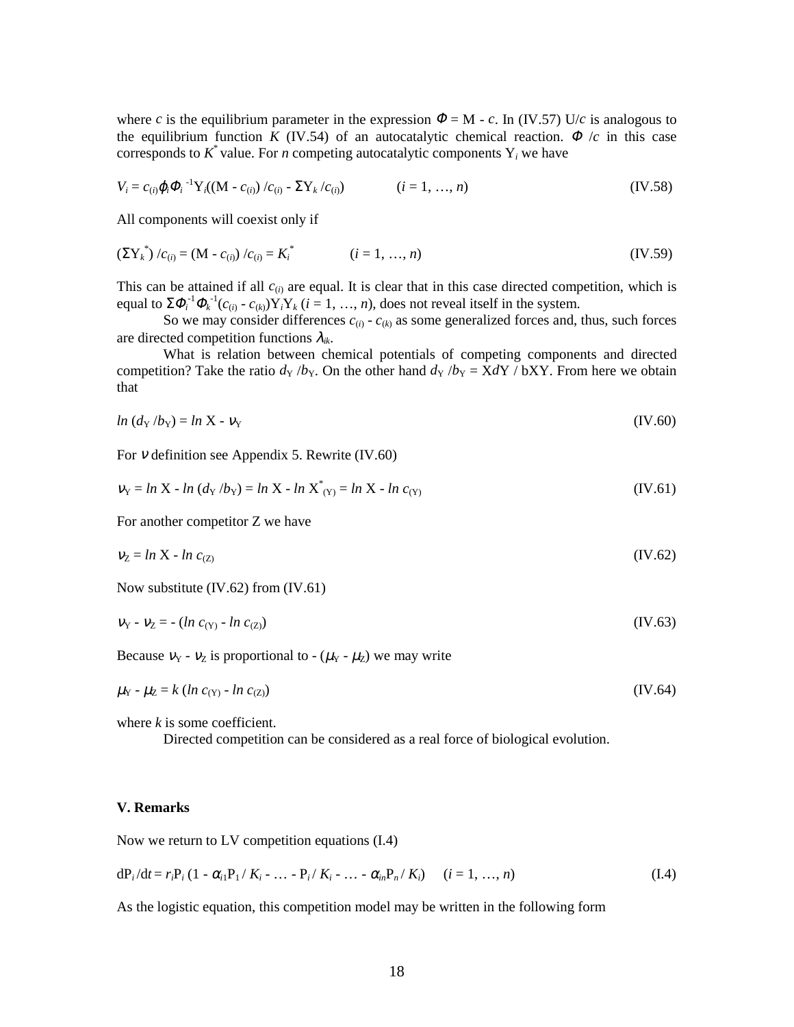where $c$ is the equilibrium parameter in the expression $\Phi = M - c$. In (IV.57) $U/c$ is analogous to the equilibrium function $K$ (IV.54) of an autocatalytic chemical reaction. $\Phi/c$ in this case corresponds to $K^*$ value. For $n$ competing autocatalytic components $Y_i$ we have

$$V_i = c_{(i)}\varphi_i\Phi_i^{-1}Y_i((M - c_{(i)})/c_{(i)} - \Sigma Y_k/c_{(i)}) \qquad (i = 1, \ldots, n) \qquad \text{(IV.58)}$$

All components will coexist only if

$$(\Sigma Y_k^*)/c_{(i)} = (M - c_{(i)})/c_{(i)} = K_i^* \qquad (i = 1, \ldots, n) \qquad \text{(IV.59)}$$

This can be attained if all $c_{(i)}$ are equal. It is clear that in this case directed competition, which is equal to $\Sigma\Phi_i^{-1}\Phi_k^{-1}(c_{(i)} - c_{(k)})Y_iY_k$ $(i = 1, \ldots, n)$, does not reveal itself in the system.

So we may consider differences $c_{(i)} - c_{(k)}$ as some generalized forces and, thus, such forces are directed competition functions $\lambda_{ik}$.

What is relation between chemical potentials of competing components and directed competition? Take the ratio $d_Y/b_Y$. On the other hand $d_Y/b_Y = XdY / bXY$. From here we obtain that

$$ln\,(d_Y/b_Y) = ln\,X - \nu_Y \qquad \text{(IV.60)}$$

For $\nu$ definition see Appendix 5. Rewrite (IV.60)

$$\nu_Y = ln\,X - ln\,(d_Y/b_Y) = ln\,X - ln\,X^*_{(Y)} = ln\,X - ln\,c_{(Y)} \qquad \text{(IV.61)}$$

For another competitor Z we have

$$\nu_Z = ln\,X - ln\,c_{(Z)} \qquad \text{(IV.62)}$$

Now substitute (IV.62) from (IV.61)

$$\nu_Y - \nu_Z = -(ln\,c_{(Y)} - ln\,c_{(Z)}) \qquad \text{(IV.63)}$$

Because $\nu_Y - \nu_Z$ is proportional to $-(\mu_Y - \mu_Z)$ we may write

$$\mu_Y - \mu_Z = k\,(ln\,c_{(Y)} - ln\,c_{(Z)}) \qquad \text{(IV.64)}$$

where $k$ is some coefficient.

Directed competition can be considered as a real force of biological evolution.

### V. Remarks

Now we return to LV competition equations (I.4)

$$dP_i/dt = r_iP_i\,(1 - \alpha_{i1}P_1/K_i - \ldots - P_i/K_i - \ldots - \alpha_{in}P_n/K_i) \qquad (i = 1, \ldots, n) \qquad \text{(I.4)}$$

As the logistic equation, this competition model may be written in the following form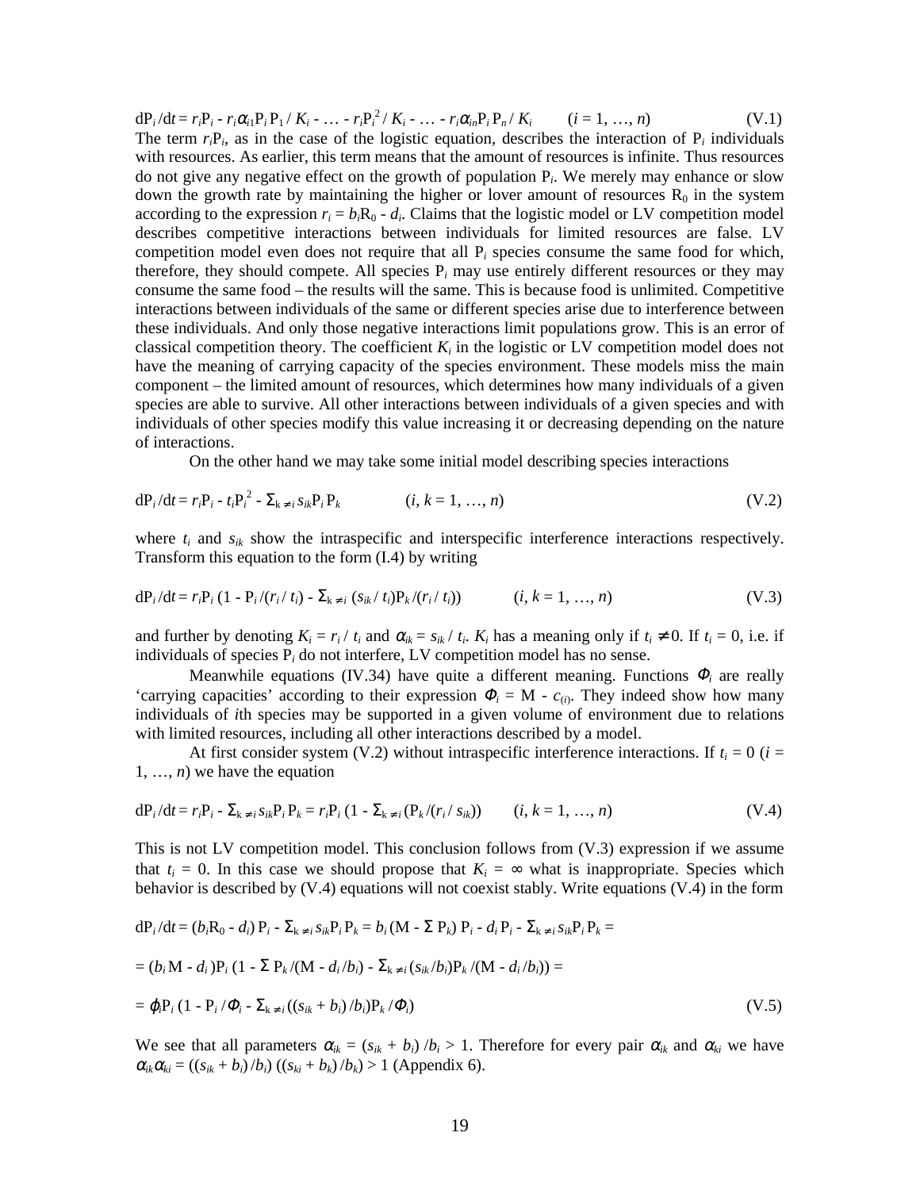$$\mathrm{d}\mathrm{P}_i/\mathrm{d}t = r_i\mathrm{P}_i - r_i\alpha_{i1}\mathrm{P}_i\mathrm{P}_1/K_i - \ldots - r_i\mathrm{P}_i^2/K_i - \ldots - r_i\alpha_{in}\mathrm{P}_i\mathrm{P}_n/K_i \qquad (i = 1, \ldots, n) \qquad \text{(V.1)}$$

The term $r_i\mathrm{P}_i$, as in the case of the logistic equation, describes the interaction of $\mathrm{P}_i$ individuals with resources. As earlier, this term means that the amount of resources is infinite. Thus resources do not give any negative effect on the growth of population $\mathrm{P}_i$. We merely may enhance or slow down the growth rate by maintaining the higher or lover amount of resources $\mathrm{R}_0$ in the system according to the expression $r_i = b_i\mathrm{R}_0 - d_i$. Claims that the logistic model or LV competition model describes competitive interactions between individuals for limited resources are false. LV competition model even does not require that all $\mathrm{P}_i$ species consume the same food for which, therefore, they should compete. All species $\mathrm{P}_i$ may use entirely different resources or they may consume the same food – the results will the same. This is because food is unlimited. Competitive interactions between individuals of the same or different species arise due to interference between these individuals. And only those negative interactions limit populations grow. This is an error of classical competition theory. The coefficient $K_i$ in the logistic or LV competition model does not have the meaning of carrying capacity of the species environment. These models miss the main component – the limited amount of resources, which determines how many individuals of a given species are able to survive. All other interactions between individuals of a given species and with individuals of other species modify this value increasing it or decreasing depending on the nature of interactions.

On the other hand we may take some initial model describing species interactions

$$\mathrm{d}\mathrm{P}_i/\mathrm{d}t = r_i\mathrm{P}_i - t_i\mathrm{P}_i^2 - \Sigma_{k\neq i}\, s_{ik}\mathrm{P}_i\mathrm{P}_k \qquad (i, k = 1, \ldots, n) \qquad \text{(V.2)}$$

where $t_i$ and $s_{ik}$ show the intraspecific and interspecific interference interactions respectively. Transform this equation to the form (I.4) by writing

$$\mathrm{d}\mathrm{P}_i/\mathrm{d}t = r_i\mathrm{P}_i\,(1 - \mathrm{P}_i/(r_i/t_i) - \Sigma_{k\neq i}\,(s_{ik}/t_i)\mathrm{P}_k/(r_i/t_i)) \qquad (i, k = 1, \ldots, n) \qquad \text{(V.3)}$$

and further by denoting $K_i = r_i/t_i$ and $\alpha_{ik} = s_{ik}/t_i$. $K_i$ has a meaning only if $t_i \neq 0$. If $t_i = 0$, i.e. if individuals of species $\mathrm{P}_i$ do not interfere, LV competition model has no sense.

Meanwhile equations (IV.34) have quite a different meaning. Functions $\Phi_i$ are really 'carrying capacities' according to their expression $\Phi_i = \mathrm{M} - c_{(i)}$. They indeed show how many individuals of $i$th species may be supported in a given volume of environment due to relations with limited resources, including all other interactions described by a model.

At first consider system (V.2) without intraspecific interference interactions. If $t_i = 0$ ($i = 1, \ldots, n$) we have the equation

$$\mathrm{d}\mathrm{P}_i/\mathrm{d}t = r_i\mathrm{P}_i - \Sigma_{k\neq i}\, s_{ik}\mathrm{P}_i\mathrm{P}_k = r_i\mathrm{P}_i\,(1 - \Sigma_{k\neq i}\,(\mathrm{P}_k/(r_i/s_{ik}))) \qquad (i, k = 1, \ldots, n) \qquad \text{(V.4)}$$

This is not LV competition model. This conclusion follows from (V.3) expression if we assume that $t_i = 0$. In this case we should propose that $K_i = \infty$ what is inappropriate. Species which behavior is described by (V.4) equations will not coexist stably. Write equations (V.4) in the form

$$\mathrm{d}\mathrm{P}_i/\mathrm{d}t = (b_i\mathrm{R}_0 - d_i)\,\mathrm{P}_i - \Sigma_{k\neq i}\, s_{ik}\mathrm{P}_i\mathrm{P}_k = b_i\,(\mathrm{M} - \Sigma\,\mathrm{P}_k)\,\mathrm{P}_i - d_i\,\mathrm{P}_i - \Sigma_{k\neq i}\, s_{ik}\mathrm{P}_i\mathrm{P}_k =$$

$$= (b_i\mathrm{M} - d_i)\mathrm{P}_i\,(1 - \Sigma\,\mathrm{P}_k/(\mathrm{M} - d_i/b_i) - \Sigma_{k\neq i}\,(s_{ik}/b_i)\mathrm{P}_k/(\mathrm{M} - d_i/b_i)) =$$

$$= \varphi_i\mathrm{P}_i\,(1 - \mathrm{P}_i/\Phi_i - \Sigma_{k\neq i}\,((s_{ik} + b_i)/b_i)\mathrm{P}_k/\Phi_i) \qquad \text{(V.5)}$$

We see that all parameters $\alpha_{ik} = (s_{ik} + b_i)/b_i > 1$. Therefore for every pair $\alpha_{ik}$ and $\alpha_{ki}$ we have $\alpha_{ik}\alpha_{ki} = ((s_{ik} + b_i)/b_i)\,((s_{ki} + b_k)/b_k) > 1$ (Appendix 6).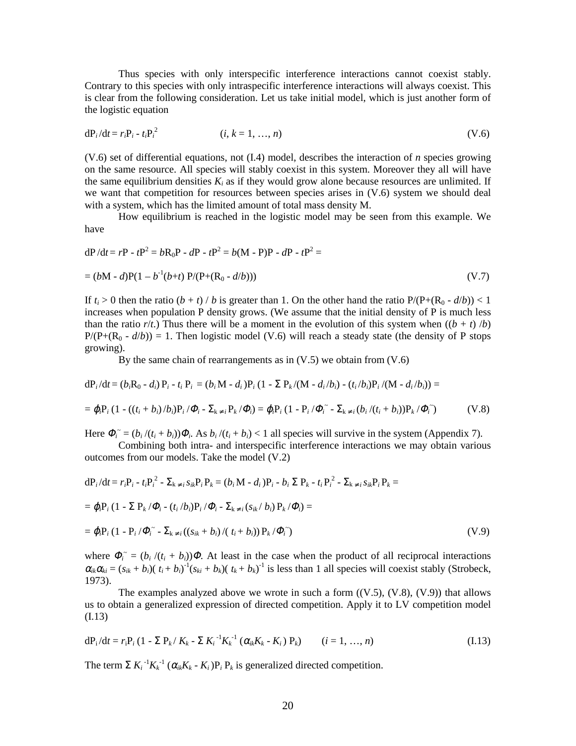Thus species with only interspecific interference interactions cannot coexist stably. Contrary to this species with only intraspecific interference interactions will always coexist. This is clear from the following consideration. Let us take initial model, which is just another form of the logistic equation

$$dP_i /dt = r_iP_i - t_iP_i^2 \qquad (i, k = 1, \ldots, n) \tag{V.6}$$

(V.6) set of differential equations, not (I.4) model, describes the interaction of *n* species growing on the same resource. All species will stably coexist in this system. Moreover they all will have the same equilibrium densities $K_i$ as if they would grow alone because resources are unlimited. If we want that competition for resources between species arises in (V.6) system we should deal with a system, which has the limited amount of total mass density M.

How equilibrium is reached in the logistic model may be seen from this example. We have

$$dP /dt = rP - tP^2 = bR_0P - dP - tP^2 = b(M - P)P - dP - tP^2 =$$

$$= (bM - d)P(1 - b^{-1}(b+t)\, P/(P+(R_0 - d/b))) \tag{V.7}$$

If $t_i > 0$ then the ratio $(b + t) / b$ is greater than 1. On the other hand the ratio $P/(P+(R_0 - d/b)) < 1$ increases when population P density grows. (We assume that the initial density of P is much less than the ratio $r/t$.) Thus there will be a moment in the evolution of this system when $((b + t) /b)\, P/(P+(R_0 - d/b)) = 1$. Then logistic model (V.6) will reach a steady state (the density of P stops growing).

By the same chain of rearrangements as in (V.5) we obtain from (V.6)

$$dP_i /dt = (b_iR_0 - d_i)\, P_i - t_i\, P_i\ = (b_i\, M - d_i\, )P_i\, (1 - \Sigma\, P_k /(M - d_i /b_i) - (t_i /b_i)P_i /(M - d_i /b_i)) =$$

$$= \varphi_iP_i\, (1 - ((t_i + b_i)\, /b_i)P_i /\Phi_i - \Sigma_{k\neq i}\, P_k /\Phi_i) = \varphi_iP_i\, (1 - P_i /\Phi_i^{\sim} - \Sigma_{k\neq i}\, (b_i /(t_i + b_i))P_k /\Phi_i^{\sim}) \tag{V.8}$$

Here $\Phi_i^{\sim} = (b_i /(t_i + b_i))\Phi_i$. As $b_i /(t_i + b_i) < 1$ all species will survive in the system (Appendix 7).

Combining both intra- and interspecific interference interactions we may obtain various outcomes from our models. Take the model (V.2)

$$dP_i /dt = r_iP_i - t_iP_i^2 - \Sigma_{k\neq i}\, s_{ik}P_i\, P_k = (b_i\, M - d_i\, )P_i - b_i\, \Sigma\, P_k - t_i\, P_i^2 - \Sigma_{k\neq i}\, s_{ik}P_i\, P_k =$$

$$= \varphi_iP_i\, (1 - \Sigma\, P_k /\Phi_i - (t_i /b_i)P_i /\Phi_i - \Sigma_{k\neq i}\, (s_{ik} /\, b_i)\, P_k /\Phi_i) =$$

$$= \varphi_iP_i\, (1 - P_i /\Phi_i^{\sim} - \Sigma_{k\neq i}\, ((s_{ik} + b_i)\, /(\, t_i + b_i))\, P_k /\Phi_i^{\sim}) \tag{V.9}$$

where $\Phi_i^{\sim} = (b_i /(t_i + b_i))\Phi$. At least in the case when the product of all reciprocal interactions $\alpha_{ik}\alpha_{ki} = (s_{ik} + b_i)(\, t_i + b_i)^{-1}(s_{ki} + b_k)(\, t_k + b_k)^{-1}$ is less than 1 all species will coexist stably (Strobeck, 1973).

The examples analyzed above we wrote in such a form ((V.5), (V.8), (V.9)) that allows us to obtain a generalized expression of directed competition. Apply it to LV competition model (I.13)

$$dP_i /dt = r_iP_i\, (1 - \Sigma\, P_k /\, K_k - \Sigma\, K_i^{-1}K_k^{-1}\, (\alpha_{ik}K_k - K_i\, )\, P_k) \qquad (i = 1, \ldots, n) \tag{I.13}$$

The term $\Sigma\, K_i^{-1}K_k^{-1}\, (\alpha_{ik}K_k - K_i\, )P_i\, P_k$ is generalized directed competition.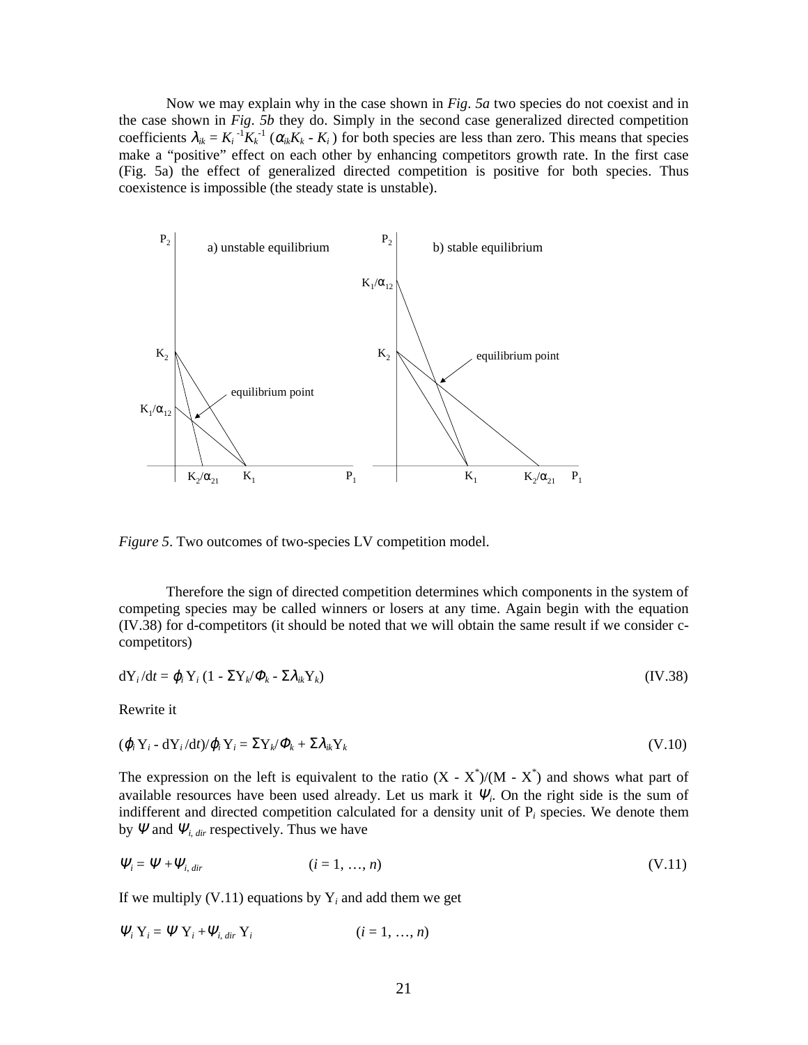Now we may explain why in the case shown in *Fig. 5a* two species do not coexist and in the case shown in *Fig. 5b* they do. Simply in the second case generalized directed competition coefficients $\lambda_{ik} = K_i^{-1}K_k^{-1}(\alpha_{ik}K_k - K_i)$ for both species are less than zero. This means that species make a "positive" effect on each other by enhancing competitors growth rate. In the first case (Fig. 5a) the effect of generalized directed competition is positive for both species. Thus coexistence is impossible (the steady state is unstable).

*Figure 5*. Two outcomes of two-species LV competition model.

Therefore the sign of directed competition determines which components in the system of competing species may be called winners or losers at any time. Again begin with the equation (IV.38) for d-competitors (it should be noted that we will obtain the same result if we consider c-competitors)

$$dY_i/dt = \varphi_i Y_i (1 - \Sigma Y_k/\Phi_k - \Sigma\lambda_{ik}Y_k) \tag{IV.38}$$

Rewrite it

$$(\varphi_i Y_i - dY_i/dt)/\varphi_i Y_i = \Sigma Y_k/\Phi_k + \Sigma\lambda_{ik}Y_k \tag{V.10}$$

The expression on the left is equivalent to the ratio $(X - X^*)/(M - X^*)$ and shows what part of available resources have been used already. Let us mark it $\Psi_i$. On the right side is the sum of indifferent and directed competition calculated for a density unit of $P_i$ species. We denote them by $\Psi$ and $\Psi_{i,\,dir}$ respectively. Thus we have

$$\Psi_i = \Psi + \Psi_{i,\,dir} \qquad (i = 1, \ldots, n) \tag{V.11}$$

If we multiply (V.11) equations by $Y_i$ and add them we get

$$\Psi_i Y_i = \Psi Y_i + \Psi_{i,\,dir} Y_i \qquad (i = 1, \ldots, n)$$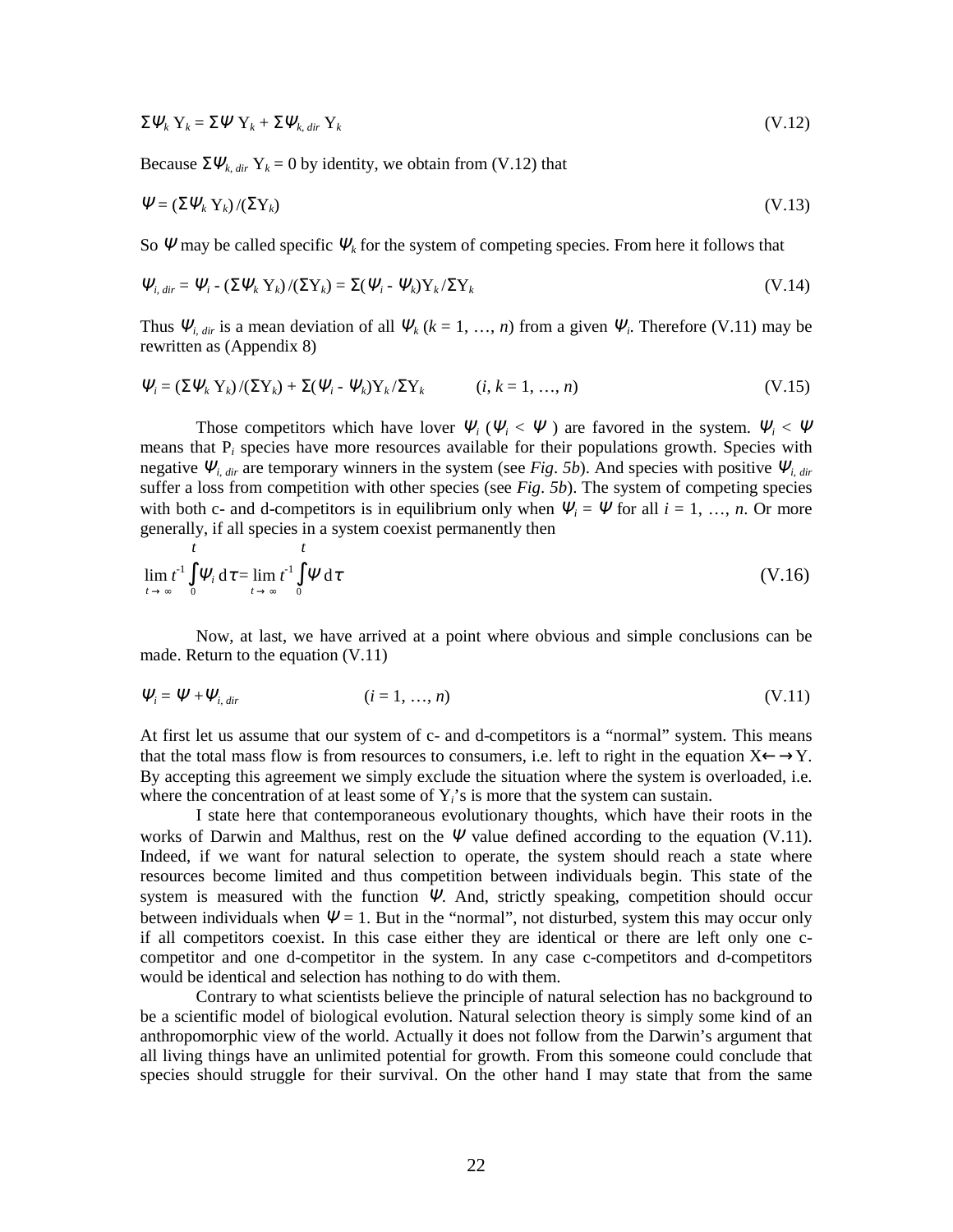$$\Sigma\Psi_k \, Y_k = \Sigma\Psi \, Y_k + \Sigma\Psi_{k,\,dir} \, Y_k \tag{V.12}$$

Because $\Sigma\Psi_{k,\,dir} \, Y_k = 0$ by identity, we obtain from (V.12) that

$$\Psi = (\Sigma\Psi_k \, Y_k)/(\Sigma Y_k) \tag{V.13}$$

So $\Psi$ may be called specific $\Psi_k$ for the system of competing species. From here it follows that

$$\Psi_{i,\,dir} = \Psi_i - (\Sigma\Psi_k \, Y_k)/(\Sigma Y_k) = \Sigma(\Psi_i - \Psi_k)Y_k/\Sigma Y_k \tag{V.14}$$

Thus $\Psi_{i,\,dir}$ is a mean deviation of all $\Psi_k$ ($k = 1, \ldots, n$) from a given $\Psi_i$. Therefore (V.11) may be rewritten as (Appendix 8)

$$\Psi_i = (\Sigma\Psi_k \, Y_k)/(\Sigma Y_k) + \Sigma(\Psi_i - \Psi_k)Y_k/\Sigma Y_k \qquad (i, k = 1, \ldots, n) \tag{V.15}$$

Those competitors which have lover $\Psi_i$ ($\Psi_i < \Psi$) are favored in the system. $\Psi_i < \Psi$ means that $P_i$ species have more resources available for their populations growth. Species with negative $\Psi_{i,\,dir}$ are temporary winners in the system (see *Fig. 5b*). And species with positive $\Psi_{i,\,dir}$ suffer a loss from competition with other species (see *Fig. 5b*). The system of competing species with both c- and d-competitors is in equilibrium only when $\Psi_i = \Psi$ for all $i = 1, \ldots, n$. Or more generally, if all species in a system coexist permanently then

$$\lim_{t \to \infty} t^{-1} \int_0^t \Psi_i \, d\tau = \lim_{t \to \infty} t^{-1} \int_0^t \Psi \, d\tau \tag{V.16}$$

Now, at last, we have arrived at a point where obvious and simple conclusions can be made. Return to the equation (V.11)

$$\Psi_i = \Psi + \Psi_{i,\,dir} \qquad (i = 1, \ldots, n) \tag{V.11}$$

At first let us assume that our system of c- and d-competitors is a "normal" system. This means that the total mass flow is from resources to consumers, i.e. left to right in the equation $X \leftarrow\rightarrow Y$. By accepting this agreement we simply exclude the situation where the system is overloaded, i.e. where the concentration of at least some of $Y_i$'s is more that the system can sustain.

I state here that contemporaneous evolutionary thoughts, which have their roots in the works of Darwin and Malthus, rest on the $\Psi$ value defined according to the equation (V.11). Indeed, if we want for natural selection to operate, the system should reach a state where resources become limited and thus competition between individuals begin. This state of the system is measured with the function $\Psi$. And, strictly speaking, competition should occur between individuals when $\Psi = 1$. But in the "normal", not disturbed, system this may occur only if all competitors coexist. In this case either they are identical or there are left only one c-competitor and one d-competitor in the system. In any case c-competitors and d-competitors would be identical and selection has nothing to do with them.

Contrary to what scientists believe the principle of natural selection has no background to be a scientific model of biological evolution. Natural selection theory is simply some kind of an anthropomorphic view of the world. Actually it does not follow from the Darwin's argument that all living things have an unlimited potential for growth. From this someone could conclude that species should struggle for their survival. On the other hand I may state that from the same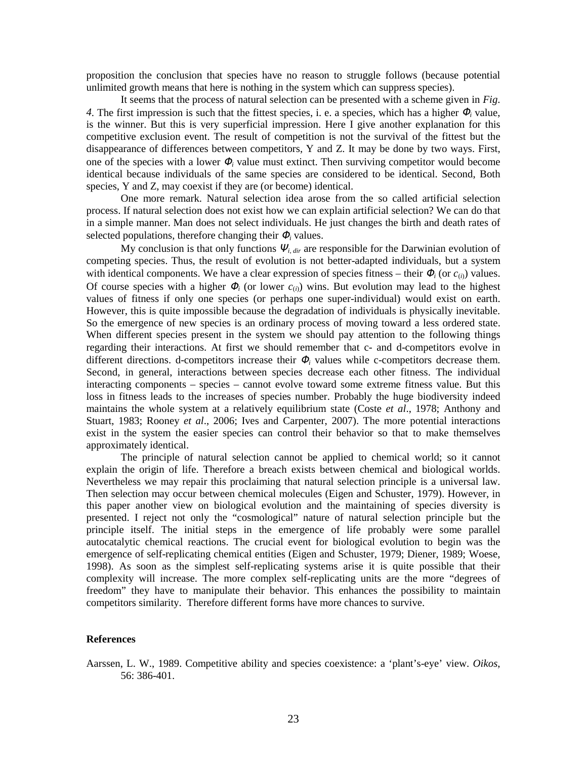proposition the conclusion that species have no reason to struggle follows (because potential unlimited growth means that here is nothing in the system which can suppress species).

It seems that the process of natural selection can be presented with a scheme given in *Fig. 4*. The first impression is such that the fittest species, i. e. a species, which has a higher $\Phi_i$ value, is the winner. But this is very superficial impression. Here I give another explanation for this competitive exclusion event. The result of competition is not the survival of the fittest but the disappearance of differences between competitors, Y and Z. It may be done by two ways. First, one of the species with a lower $\Phi_i$ value must extinct. Then surviving competitor would become identical because individuals of the same species are considered to be identical. Second, Both species, Y and Z, may coexist if they are (or become) identical.

One more remark. Natural selection idea arose from the so called artificial selection process. If natural selection does not exist how we can explain artificial selection? We can do that in a simple manner. Man does not select individuals. He just changes the birth and death rates of selected populations, therefore changing their $\Phi_i$ values.

My conclusion is that only functions $\Psi_{i,\,dir}$ are responsible for the Darwinian evolution of competing species. Thus, the result of evolution is not better-adapted individuals, but a system with identical components. We have a clear expression of species fitness – their $\Phi_i$ (or $c_{(i)}$) values. Of course species with a higher $\Phi_i$ (or lower $c_{(i)}$) wins. But evolution may lead to the highest values of fitness if only one species (or perhaps one super-individual) would exist on earth. However, this is quite impossible because the degradation of individuals is physically inevitable. So the emergence of new species is an ordinary process of moving toward a less ordered state. When different species present in the system we should pay attention to the following things regarding their interactions. At first we should remember that c- and d-competitors evolve in different directions. d-competitors increase their $\Phi_i$ values while c-competitors decrease them. Second, in general, interactions between species decrease each other fitness. The individual interacting components – species – cannot evolve toward some extreme fitness value. But this loss in fitness leads to the increases of species number. Probably the huge biodiversity indeed maintains the whole system at a relatively equilibrium state (Coste *et al*., 1978; Anthony and Stuart, 1983; Rooney *et al*., 2006; Ives and Carpenter, 2007). The more potential interactions exist in the system the easier species can control their behavior so that to make themselves approximately identical.

The principle of natural selection cannot be applied to chemical world; so it cannot explain the origin of life. Therefore a breach exists between chemical and biological worlds. Nevertheless we may repair this proclaiming that natural selection principle is a universal law. Then selection may occur between chemical molecules (Eigen and Schuster, 1979). However, in this paper another view on biological evolution and the maintaining of species diversity is presented. I reject not only the "cosmological" nature of natural selection principle but the principle itself. The initial steps in the emergence of life probably were some parallel autocatalytic chemical reactions. The crucial event for biological evolution to begin was the emergence of self-replicating chemical entities (Eigen and Schuster, 1979; Diener, 1989; Woese, 1998). As soon as the simplest self-replicating systems arise it is quite possible that their complexity will increase. The more complex self-replicating units are the more "degrees of freedom" they have to manipulate their behavior. This enhances the possibility to maintain competitors similarity. Therefore different forms have more chances to survive.

**References**

Aarssen, L. W., 1989. Competitive ability and species coexistence: a 'plant's-eye' view. *Oikos*, 56: 386-401.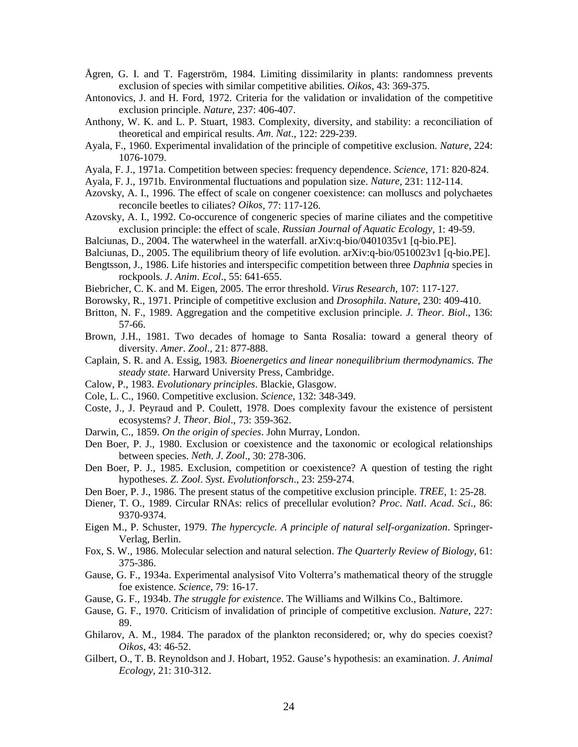Ågren, G. I. and T. Fagerström, 1984. Limiting dissimilarity in plants: randomness prevents exclusion of species with similar competitive abilities. *Oikos*, 43: 369-375.

Antonovics, J. and H. Ford, 1972. Criteria for the validation or invalidation of the competitive exclusion principle. *Nature*, 237: 406-407.

Anthony, W. K. and L. P. Stuart, 1983. Complexity, diversity, and stability: a reconciliation of theoretical and empirical results. *Am*. *Nat*., 122: 229-239.

Ayala, F., 1960. Experimental invalidation of the principle of competitive exclusion. *Nature*, 224: 1076-1079.

Ayala, F. J., 1971a. Competition between species: frequency dependence. *Science*, 171: 820-824.

Ayala, F. J., 1971b. Environmental fluctuations and population size. *Nature*, 231: 112-114.

Azovsky, A. I., 1996. The effect of scale on congener coexistence: can molluscs and polychaetes reconcile beetles to ciliates? *Oikos*, 77: 117-126.

Azovsky, A. I., 1992. Co-occurence of congeneric species of marine ciliates and the competitive exclusion principle: the effect of scale. *Russian Journal of Aquatic Ecology*, 1: 49-59.

Balciunas, D., 2004. The waterwheel in the waterfall. arXiv:q-bio/0401035v1 [q-bio.PE].

Balciunas, D., 2005. The equilibrium theory of life evolution. arXiv:q-bio/0510023v1 [q-bio.PE].

Bengtsson, J., 1986. Life histories and interspecific competition between three *Daphnia* species in rockpools. *J*. *Anim*. *Ecol*., 55: 641-655.

Biebricher, C. K. and M. Eigen, 2005. The error threshold. *Virus Research*, 107: 117-127.

Borowsky, R., 1971. Principle of competitive exclusion and *Drosophila*. *Nature*, 230: 409-410.

Britton, N. F., 1989. Aggregation and the competitive exclusion principle. *J*. *Theor*. *Biol*., 136: 57-66.

Brown, J.H., 1981. Two decades of homage to Santa Rosalia: toward a general theory of diversity. *Amer*. *Zool*., 21: 877-888.

Caplain, S. R. and A. Essig, 1983. *Bioenergetics and linear nonequilibrium thermodynamics. The steady state*. Harward University Press, Cambridge.

Calow, P., 1983. *Evolutionary principles*. Blackie, Glasgow.

Cole, L. C., 1960. Competitive exclusion. *Science*, 132: 348-349.

Coste, J., J. Peyraud and P. Coulett, 1978. Does complexity favour the existence of persistent ecosystems? *J*. *Theor*. *Biol*., 73: 359-362.

Darwin, C., 1859. *On the origin of species*. John Murray, London.

Den Boer, P. J., 1980. Exclusion or coexistence and the taxonomic or ecological relationships between species. *Neth*. *J*. *Zool*., 30: 278-306.

Den Boer, P. J., 1985. Exclusion, competition or coexistence? A question of testing the right hypotheses. *Z*. *Zool*. *Syst*. *Evolutionforsch*., 23: 259-274.

Den Boer, P. J., 1986. The present status of the competitive exclusion principle. *TREE*, 1: 25-28.

Diener, T. O., 1989. Circular RNAs: relics of precellular evolution? *Proc*. *Natl*. *Acad*. *Sci*., 86: 9370-9374.

Eigen M., P. Schuster, 1979. *The hypercycle. A principle of natural self-organization*. Springer-Verlag, Berlin.

Fox, S. W., 1986. Molecular selection and natural selection. *The Quarterly Review of Biology*, 61: 375-386.

Gause, G. F., 1934a. Experimental analysisof Vito Volterra's mathematical theory of the struggle foe existence. *Science*, 79: 16-17.

Gause, G. F., 1934b. *The struggle for existence*. The Williams and Wilkins Co., Baltimore.

Gause, G. F., 1970. Criticism of invalidation of principle of competitive exclusion. *Nature*, 227: 89.

Ghilarov, A. M., 1984. The paradox of the plankton reconsidered; or, why do species coexist? *Oikos*, 43: 46-52.

Gilbert, O., T. B. Reynoldson and J. Hobart, 1952. Gause's hypothesis: an examination. *J*. *Animal Ecology*, 21: 310-312.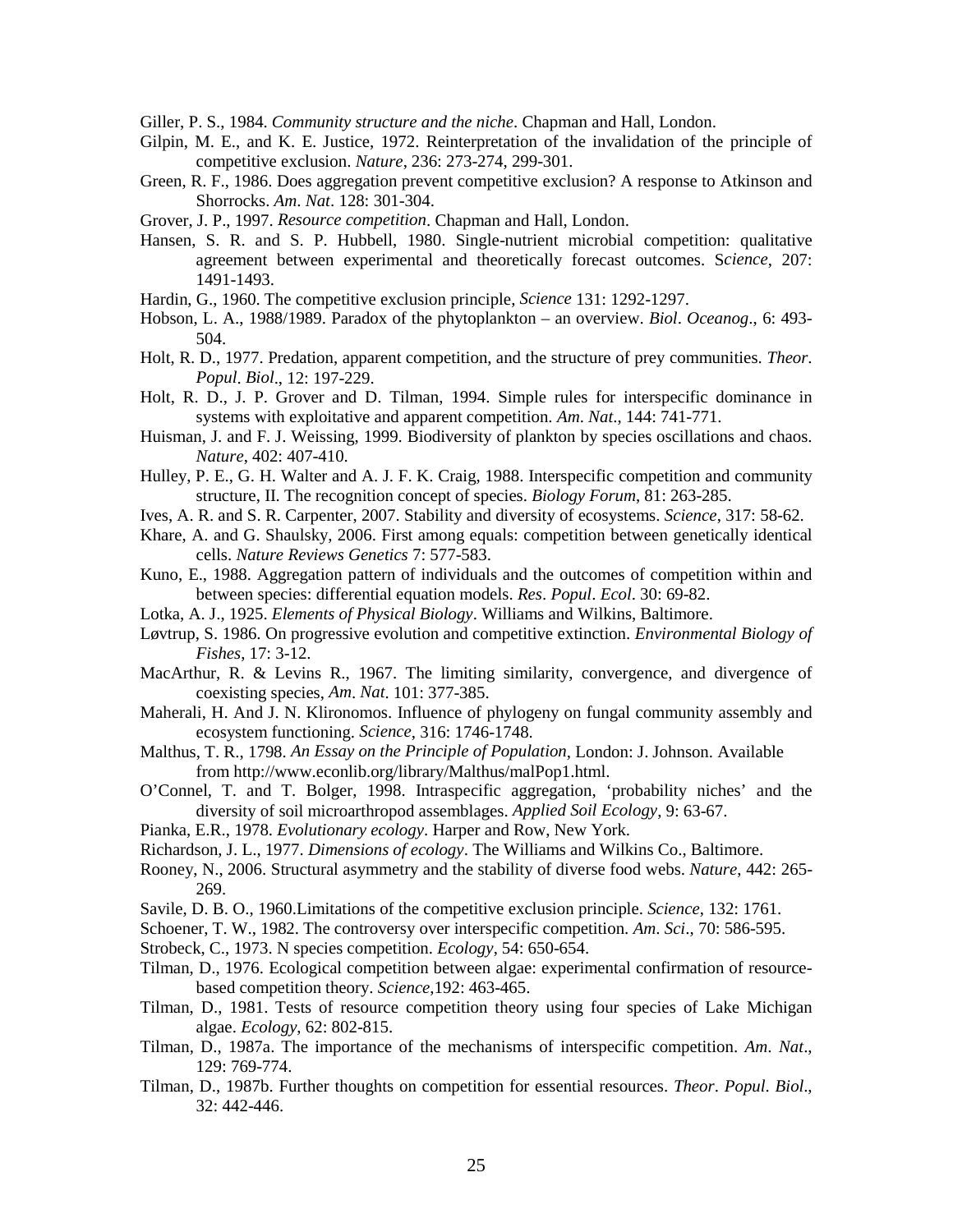Giller, P. S., 1984. *Community structure and the niche*. Chapman and Hall, London.

Gilpin, M. E., and K. E. Justice, 1972. Reinterpretation of the invalidation of the principle of competitive exclusion. *Nature*, 236: 273-274, 299-301.

Green, R. F., 1986. Does aggregation prevent competitive exclusion? A response to Atkinson and Shorrocks. *Am. Nat*. 128: 301-304.

Grover, J. P., 1997. *Resource competition*. Chapman and Hall, London.

Hansen, S. R. and S. P. Hubbell, 1980. Single-nutrient microbial competition: qualitative agreement between experimental and theoretically forecast outcomes. S*cience*, 207: 1491-1493.

Hardin, G., 1960. The competitive exclusion principle, *Science* 131: 1292-1297.

Hobson, L. A., 1988/1989. Paradox of the phytoplankton – an overview. *Biol. Oceanog*., 6: 493-504.

Holt, R. D., 1977. Predation, apparent competition, and the structure of prey communities. *Theor. Popul. Biol*., 12: 197-229.

Holt, R. D., J. P. Grover and D. Tilman, 1994. Simple rules for interspecific dominance in systems with exploitative and apparent competition. *Am. Nat*., 144: 741-771.

Huisman, J. and F. J. Weissing, 1999. Biodiversity of plankton by species oscillations and chaos. *Nature*, 402: 407-410.

Hulley, P. E., G. H. Walter and A. J. F. K. Craig, 1988. Interspecific competition and community structure, II. The recognition concept of species. *Biology Forum*, 81: 263-285.

Ives, A. R. and S. R. Carpenter, 2007. Stability and diversity of ecosystems. *Science*, 317: 58-62.

Khare, A. and G. Shaulsky, 2006. First among equals: competition between genetically identical cells. *Nature Reviews Genetics* 7: 577-583.

Kuno, E., 1988. Aggregation pattern of individuals and the outcomes of competition within and between species: differential equation models. *Res. Popul. Ecol*. 30: 69-82.

Lotka, A. J., 1925. *Elements of Physical Biology*. Williams and Wilkins, Baltimore.

Løvtrup, S. 1986. On progressive evolution and competitive extinction. *Environmental Biology of Fishes*, 17: 3-12.

MacArthur, R. & Levins R., 1967. The limiting similarity, convergence, and divergence of coexisting species, *Am. Nat*. 101: 377-385.

Maherali, H. And J. N. Klironomos. Influence of phylogeny on fungal community assembly and ecosystem functioning. *Science*, 316: 1746-1748.

Malthus, T. R., 1798. *An Essay on the Principle of Population*, London: J. Johnson. Available from http://www.econlib.org/library/Malthus/malPop1.html.

O'Connel, T. and T. Bolger, 1998. Intraspecific aggregation, 'probability niches' and the diversity of soil microarthropod assemblages. *Applied Soil Ecology*, 9: 63-67.

Pianka, E.R., 1978. *Evolutionary ecology*. Harper and Row, New York.

Richardson, J. L., 1977. *Dimensions of ecology*. The Williams and Wilkins Co., Baltimore.

Rooney, N., 2006. Structural asymmetry and the stability of diverse food webs. *Nature*, 442: 265-269.

Savile, D. B. O., 1960.Limitations of the competitive exclusion principle. *Science*, 132: 1761.

Schoener, T. W., 1982. The controversy over interspecific competition. *Am. Sci*., 70: 586-595.

Strobeck, C., 1973. N species competition. *Ecology*, 54: 650-654.

Tilman, D., 1976. Ecological competition between algae: experimental confirmation of resource-based competition theory. *Science*,192: 463-465.

Tilman, D., 1981. Tests of resource competition theory using four species of Lake Michigan algae. *Ecology*, 62: 802-815.

Tilman, D., 1987a. The importance of the mechanisms of interspecific competition. *Am. Nat*., 129: 769-774.

Tilman, D., 1987b. Further thoughts on competition for essential resources. *Theor. Popul. Biol*., 32: 442-446.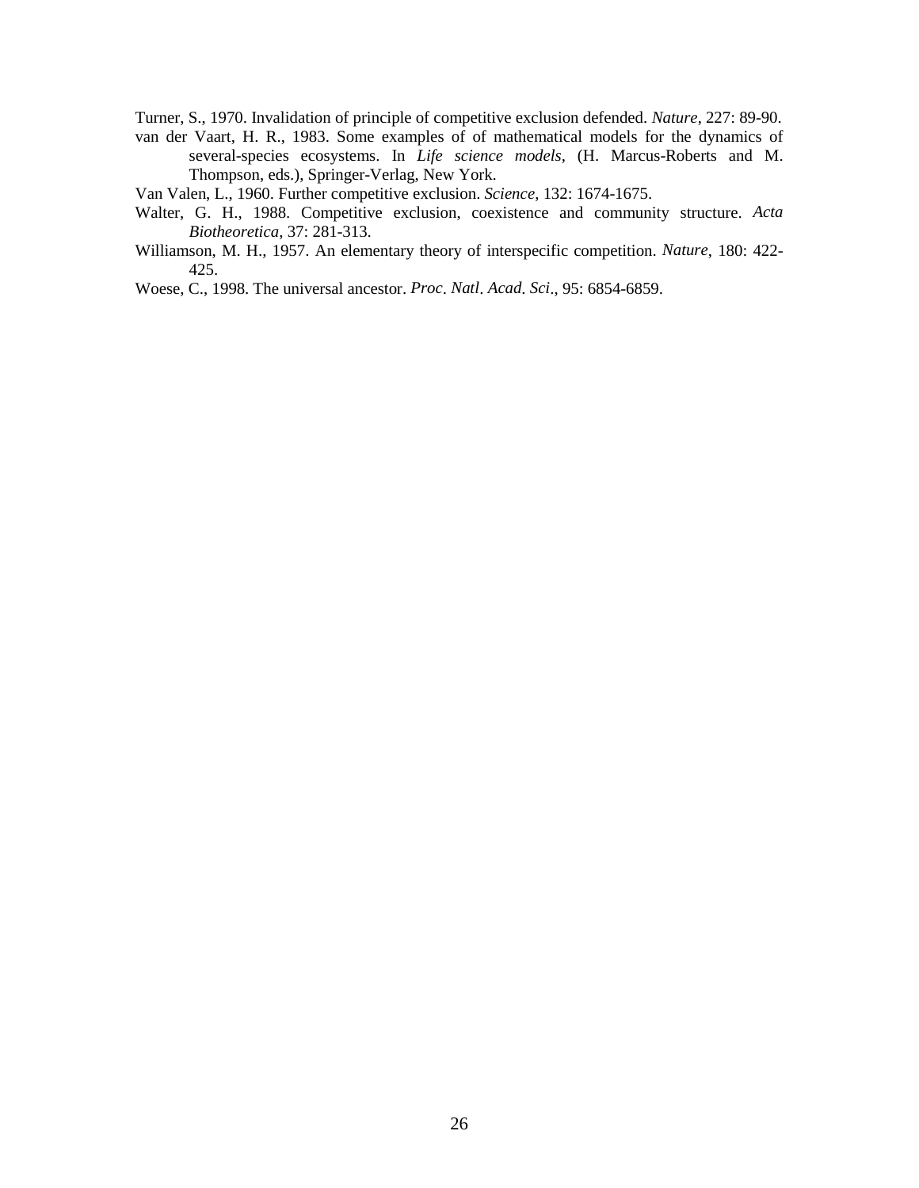Turner, S., 1970. Invalidation of principle of competitive exclusion defended. *Nature*, 227: 89-90.

van der Vaart, H. R., 1983. Some examples of of mathematical models for the dynamics of several-species ecosystems. In *Life science models*, (H. Marcus-Roberts and M. Thompson, eds.), Springer-Verlag, New York.

Van Valen, L., 1960. Further competitive exclusion. *Science*, 132: 1674-1675.

Walter, G. H., 1988. Competitive exclusion, coexistence and community structure. *Acta Biotheoretica*, 37: 281-313.

Williamson, M. H., 1957. An elementary theory of interspecific competition. *Nature*, 180: 422-425.

Woese, C., 1998. The universal ancestor. *Proc. Natl. Acad. Sci.*, 95: 6854-6859.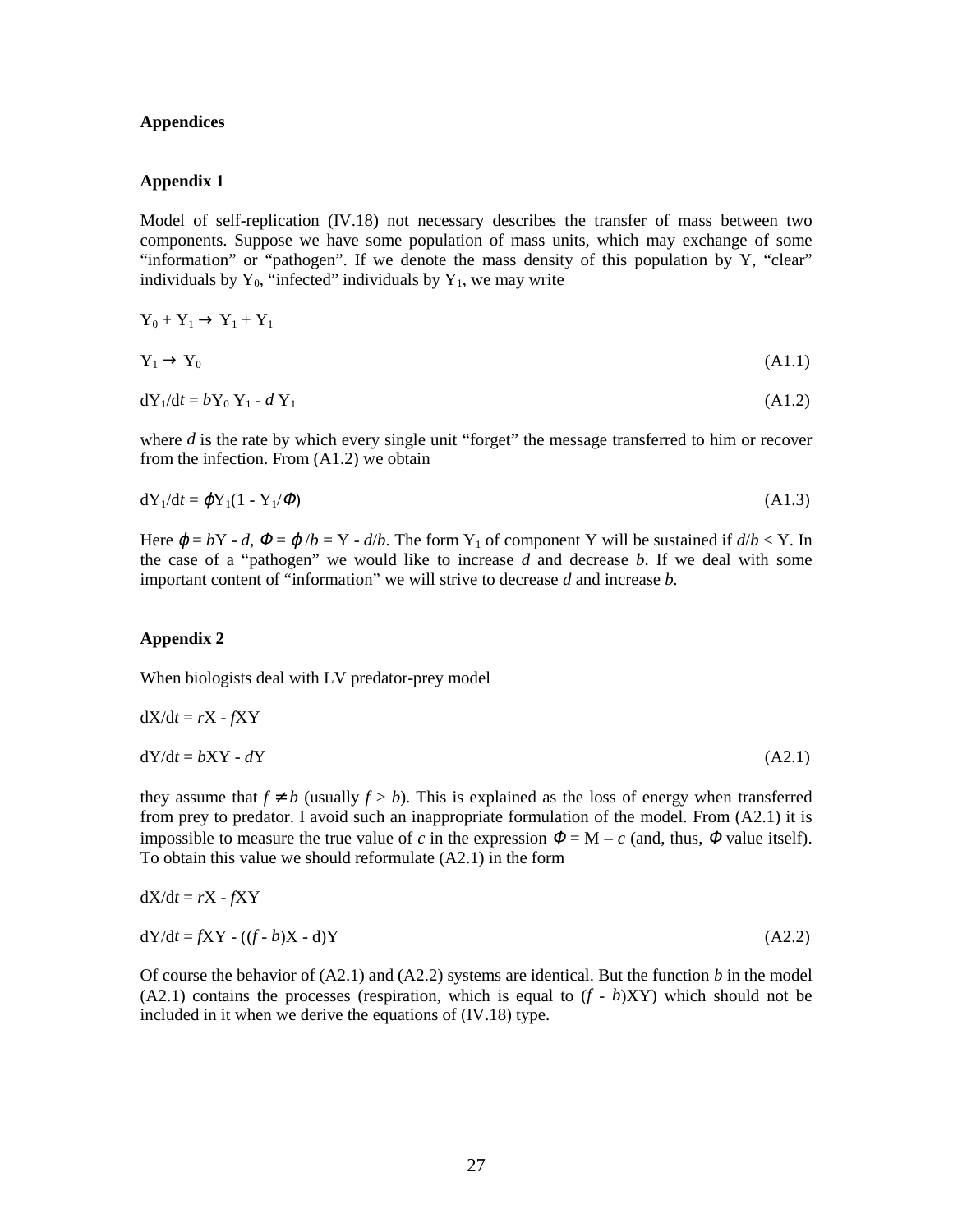# Appendices

## Appendix 1

Model of self-replication (IV.18) not necessary describes the transfer of mass between two components. Suppose we have some population of mass units, which may exchange of some "information" or "pathogen". If we denote the mass density of this population by Y, "clear" individuals by $Y_0$, "infected" individuals by $Y_1$, we may write

$$Y_0 + Y_1 \rightarrow Y_1 + Y_1$$

$$Y_1 \rightarrow Y_0 \tag{A1.1}$$

$$dY_1/dt = bY_0 Y_1 - d\, Y_1 \tag{A1.2}$$

where $d$ is the rate by which every single unit "forget" the message transferred to him or recover from the infection. From (A1.2) we obtain

$$dY_1/dt = \varphi Y_1(1 - Y_1/\Phi) \tag{A1.3}$$

Here $\varphi = bY - d$, $\Phi = \varphi/b = Y - d/b$. The form $Y_1$ of component Y will be sustained if $d/b < Y$. In the case of a "pathogen" we would like to increase $d$ and decrease $b$. If we deal with some important content of "information" we will strive to decrease $d$ and increase $b$.

## Appendix 2

When biologists deal with LV predator-prey model

$$dX/dt = rX - fXY$$

$$dY/dt = bXY - dY \tag{A2.1}$$

they assume that $f \neq b$ (usually $f > b$). This is explained as the loss of energy when transferred from prey to predator. I avoid such an inappropriate formulation of the model. From (A2.1) it is impossible to measure the true value of $c$ in the expression $\Phi = M - c$ (and, thus, $\Phi$ value itself). To obtain this value we should reformulate (A2.1) in the form

$$dX/dt = rX - fXY$$

$$dY/dt = fXY - ((f - b)X - d)Y \tag{A2.2}$$

Of course the behavior of (A2.1) and (A2.2) systems are identical. But the function $b$ in the model (A2.1) contains the processes (respiration, which is equal to $(f - b)XY$) which should not be included in it when we derive the equations of (IV.18) type.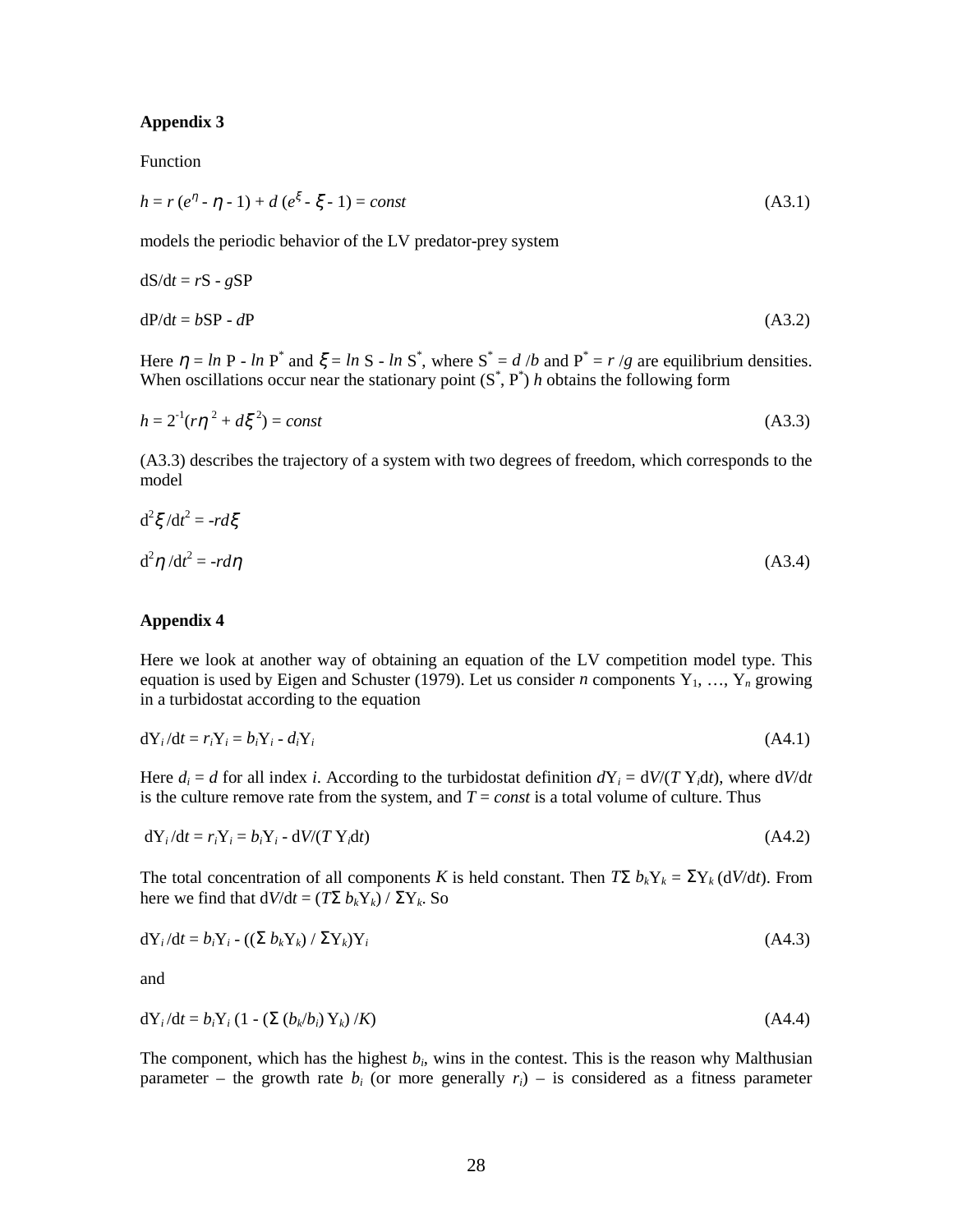**Appendix 3**

Function

$$h = r\,(e^{\eta} - \eta - 1) + d\,(e^{\xi} - \xi - 1) = const \tag{A3.1}$$

models the periodic behavior of the LV predator-prey system

$$dS/dt = rS - gSP$$

$$dP/dt = bSP - dP \tag{A3.2}$$

Here $\eta = ln\ P - ln\ P^*$ and $\xi = ln\ S - ln\ S^*$, where $S^* = d/b$ and $P^* = r/g$ are equilibrium densities. When oscillations occur near the stationary point ($S^*$, $P^*$) $h$ obtains the following form

$$h = 2^{-1}(r\eta^2 + d\xi^2) = const \tag{A3.3}$$

(A3.3) describes the trajectory of a system with two degrees of freedom, which corresponds to the model

$$d^2\xi/dt^2 = -rd\xi$$

$$d^2\eta/dt^2 = -rd\eta \tag{A3.4}$$

**Appendix 4**

Here we look at another way of obtaining an equation of the LV competition model type. This equation is used by Eigen and Schuster (1979). Let us consider $n$ components $Y_1, \ldots, Y_n$ growing in a turbidostat according to the equation

$$dY_i/dt = r_iY_i = b_iY_i - d_iY_i \tag{A4.1}$$

Here $d_i = d$ for all index $i$. According to the turbidostat definition $dY_i = dV/(T\,Y_i dt)$, where $dV/dt$ is the culture remove rate from the system, and $T = const$ is a total volume of culture. Thus

$$dY_i/dt = r_iY_i = b_iY_i - dV/(T\,Y_i dt) \tag{A4.2}$$

The total concentration of all components $K$ is held constant. Then $T\Sigma\, b_kY_k = \Sigma Y_k\,(dV/dt)$. From here we find that $dV/dt = (T\Sigma\, b_kY_k) / \Sigma Y_k$. So

$$dY_i/dt = b_iY_i - ((\Sigma\, b_kY_k) / \Sigma Y_k)Y_i \tag{A4.3}$$

and

$$dY_i/dt = b_iY_i\,(1 - (\Sigma\,(b_k/b_i)\,Y_k)/K) \tag{A4.4}$$

The component, which has the highest $b_i$, wins in the contest. This is the reason why Malthusian parameter – the growth rate $b_i$ (or more generally $r_i$) – is considered as a fitness parameter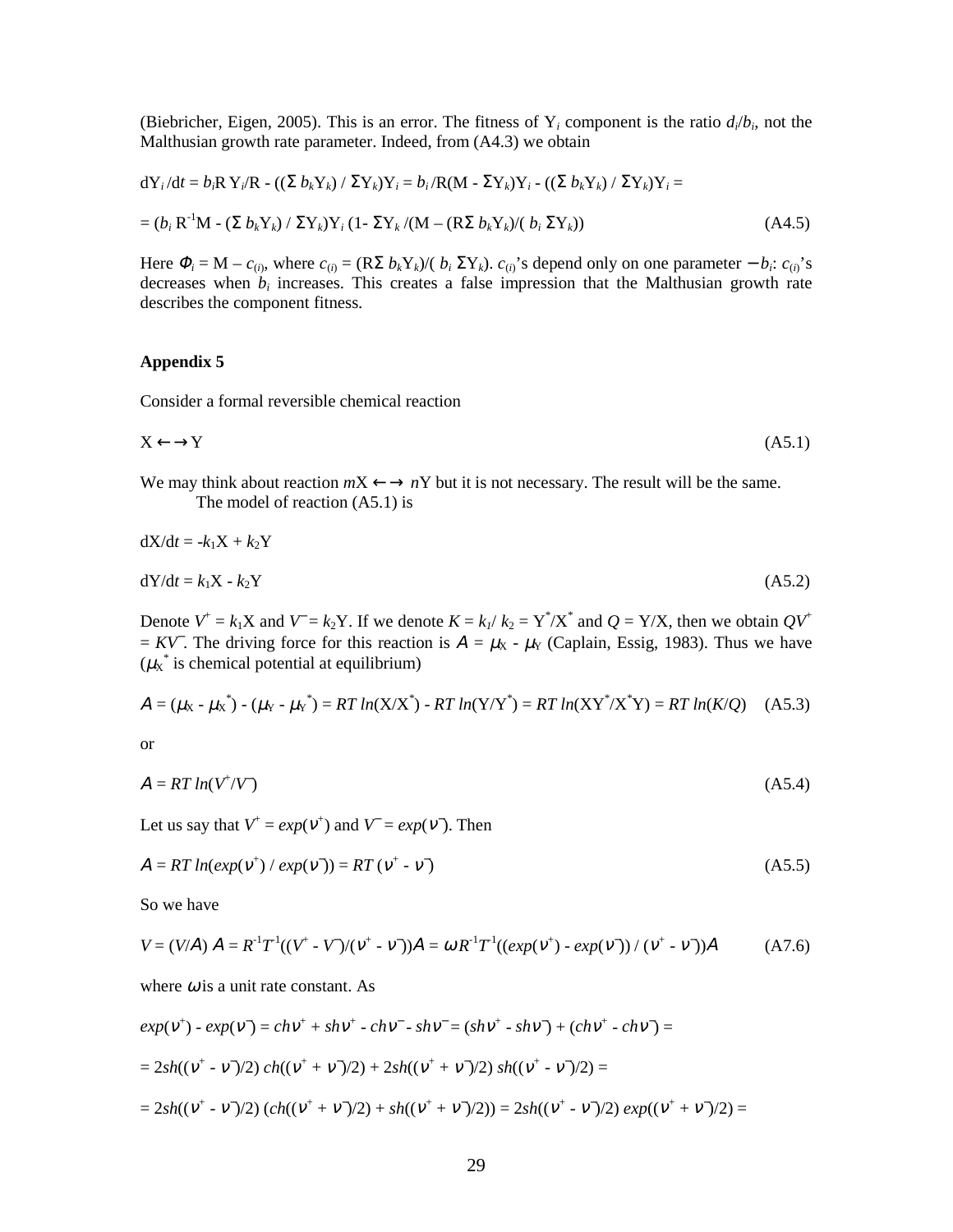(Biebricher, Eigen, 2005). This is an error. The fitness of $Y_i$ component is the ratio $d_i/b_i$, not the Malthusian growth rate parameter. Indeed, from (A4.3) we obtain

$$dY_i/dt = b_i R\, Y_i/R - ((\Sigma\, b_k Y_k) / \Sigma Y_k)Y_i = b_i/R(M - \Sigma Y_k)Y_i - ((\Sigma\, b_k Y_k) / \Sigma Y_k)Y_i =$$

$$= (b_i\, R^{-1}M - (\Sigma\, b_k Y_k) / \Sigma Y_k)Y_i\, (1 - \Sigma Y_k /(M - (R\Sigma\, b_k Y_k)/(\, b_i\, \Sigma Y_k)) \qquad (A4.5)$$

Here $\Phi_i = M - c_{(i)}$, where $c_{(i)} = (R\Sigma\, b_k Y_k)/(\, b_i\, \Sigma Y_k)$. $c_{(i)}$'s depend only on one parameter $- b_i$: $c_{(i)}$'s decreases when $b_i$ increases. This creates a false impression that the Malthusian growth rate describes the component fitness.

## Appendix 5

Consider a formal reversible chemical reaction

$$X \leftarrow\rightarrow Y \qquad (A5.1)$$

We may think about reaction $mX \leftarrow\rightarrow nY$ but it is not necessary. The result will be the same.

The model of reaction (A5.1) is

$$dX/dt = -k_1X + k_2Y$$

$$dY/dt = k_1X - k_2Y \qquad (A5.2)$$

Denote $V^+ = k_1X$ and $V^- = k_2Y$. If we denote $K = k_1/\, k_2 = Y^*/X^*$ and $Q = Y/X$, then we obtain $QV^+ = KV^-$. The driving force for this reaction is $A = \mu_X - \mu_Y$ (Caplain, Essig, 1983). Thus we have ($\mu_X^*$ is chemical potential at equilibrium)

$$A = (\mu_X - \mu_X^*) - (\mu_Y - \mu_Y^*) = RT\, ln(X/X^*) - RT\, ln(Y/Y^*) = RT\, ln(XY^*/X^*Y) = RT\, ln(K/Q) \quad (A5.3)$$

or

$$A = RT\, ln(V^+/V^-) \qquad (A5.4)$$

Let us say that $V^+ = exp(\nu^+)$ and $V^- = exp(\nu^-)$. Then

$$A = RT\, ln(exp(\nu^+) / exp(\nu^-)) = RT\, (\nu^+ - \nu^-) \qquad (A5.5)$$

So we have

$$V = (V/A)\, A = R^{-1}T^{-1}((V^+ - V^-)/(\nu^+ - \nu^-))A = \omega R^{-1}T^{-1}((exp(\nu^+) - exp(\nu^-)) / (\nu^+ - \nu^-))A \qquad (A7.6)$$

where $\omega$ is a unit rate constant. As

$$exp(\nu^+) - exp(\nu^-) = ch\nu^+ + sh\nu^+ - ch\nu^- - sh\nu^- = (sh\nu^+ - sh\nu^-) + (ch\nu^+ - ch\nu^-) =$$

$$= 2sh((\nu^+ - \nu^-)/2)\, ch((\nu^+ + \nu^-)/2) + 2sh((\nu^+ + \nu^-)/2)\, sh((\nu^+ - \nu^-)/2) =$$

$$= 2sh((\nu^+ - \nu^-)/2)\, (ch((\nu^+ + \nu^-)/2) + sh((\nu^+ + \nu^-)/2)) = 2sh((\nu^+ - \nu^-)/2)\, exp((\nu^+ + \nu^-)/2) =$$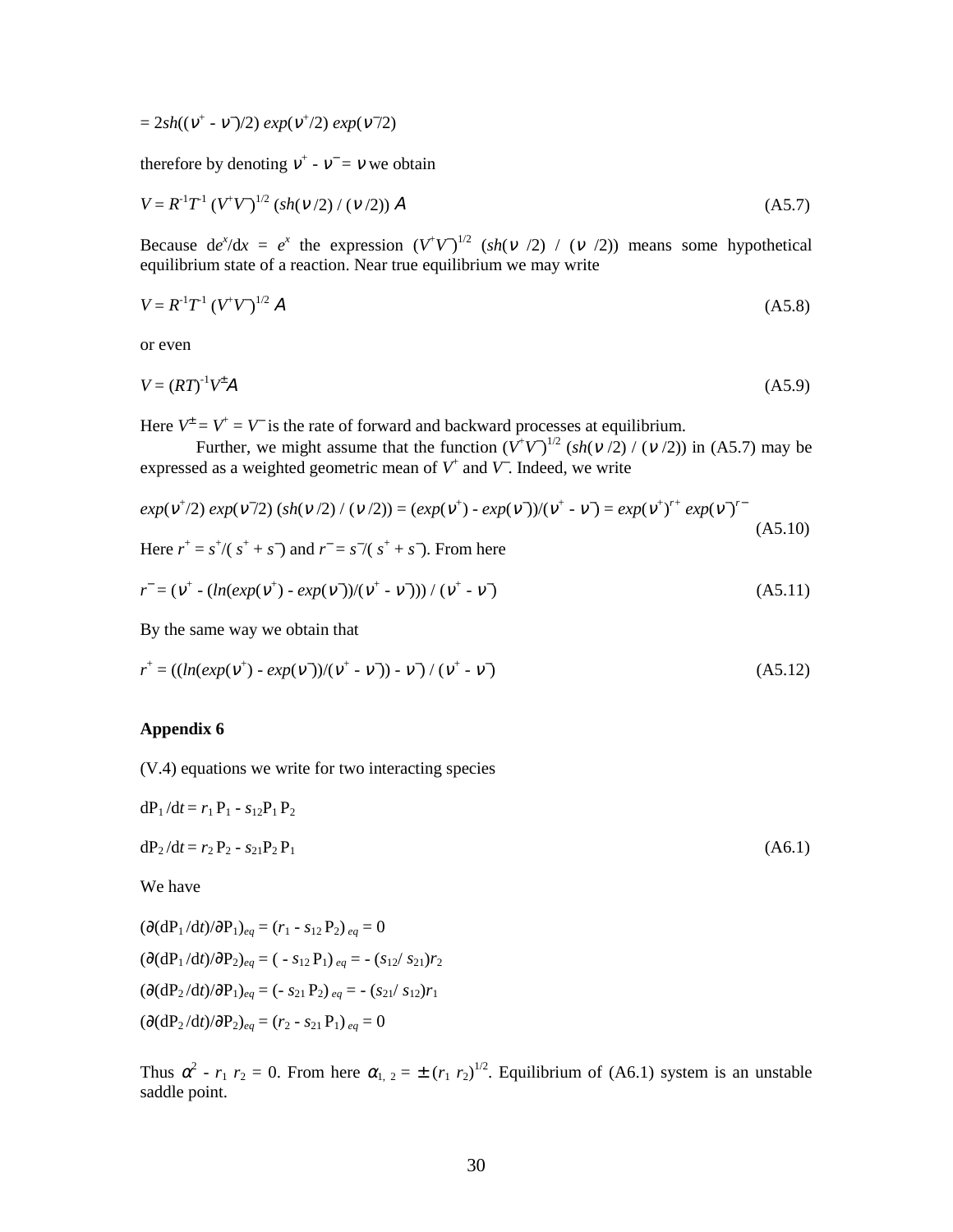$= 2sh((\nu^+ - \nu^-)/2)\ exp(\nu^+/2)\ exp(\nu^-/2)$

therefore by denoting $\nu^+ - \nu^- = \nu$ we obtain

$$V = R^{-1}T^{-1}\ (V^+V^-)^{1/2}\ (sh(\nu/2)\ /\ (\nu/2))\ A \tag{A5.7}$$

Because $de^x/dx = e^x$ the expression $(V^+V^-)^{1/2}\ (sh(\nu\ /2)\ /\ (\nu\ /2))$ means some hypothetical equilibrium state of a reaction. Near true equilibrium we may write

$$V = R^{-1}T^{-1}\ (V^+V^-)^{1/2}\ A \tag{A5.8}$$

or even

$$V = (RT)^{-1}V^{\pm}A \tag{A5.9}$$

Here $V^{\pm} = V^+ = V^-$ is the rate of forward and backward processes at equilibrium.

Further, we might assume that the function $(V^+V^-)^{1/2}\ (sh(\nu/2)\ /\ (\nu/2))$ in (A5.7) may be expressed as a weighted geometric mean of $V^+$ and $V^-$. Indeed, we write

$$exp(\nu^+/2)\ exp(\nu^-/2)\ (sh(\nu/2)\ /\ (\nu/2)) = (exp(\nu^+) - exp(\nu^-))/(\nu^+ - \nu^-) = exp(\nu^+)^{r+}\ exp(\nu^-)^{r-} \tag{A5.10}$$

Here $r^+ = s^+/(s^+ + s^-)$ and $r^- = s^-/(s^+ + s^-)$. From here

$$r^- = (\nu^+ - (ln(exp(\nu^+) - exp(\nu^-))/(\nu^+ - \nu^-)))\ /\ (\nu^+ - \nu^-) \tag{A5.11}$$

By the same way we obtain that

$$r^+ = ((ln(exp(\nu^+) - exp(\nu^-))/(\nu^+ - \nu^-)) - \nu^-)\ /\ (\nu^+ - \nu^-) \tag{A5.12}$$

## Appendix 6

(V.4) equations we write for two interacting species

$$dP_1/dt = r_1 P_1 - s_{12}P_1 P_2$$

$$dP_2/dt = r_2 P_2 - s_{21}P_2 P_1 \tag{A6.1}$$

We have

$$(\partial(dP_1/dt)/\partial P_1)_{eq} = (r_1 - s_{12} P_2)_{eq} = 0$$

$$(\partial(dP_1/dt)/\partial P_2)_{eq} = (-s_{12} P_1)_{eq} = -(s_{12}/s_{21})r_2$$

$$(\partial(dP_2/dt)/\partial P_1)_{eq} = (-s_{21} P_2)_{eq} = -(s_{21}/s_{12})r_1$$

$$(\partial(dP_2/dt)/\partial P_2)_{eq} = (r_2 - s_{21} P_1)_{eq} = 0$$

Thus $\alpha^2 - r_1 r_2 = 0$. From here $\alpha_{1,2} = \pm (r_1 r_2)^{1/2}$. Equilibrium of (A6.1) system is an unstable saddle point.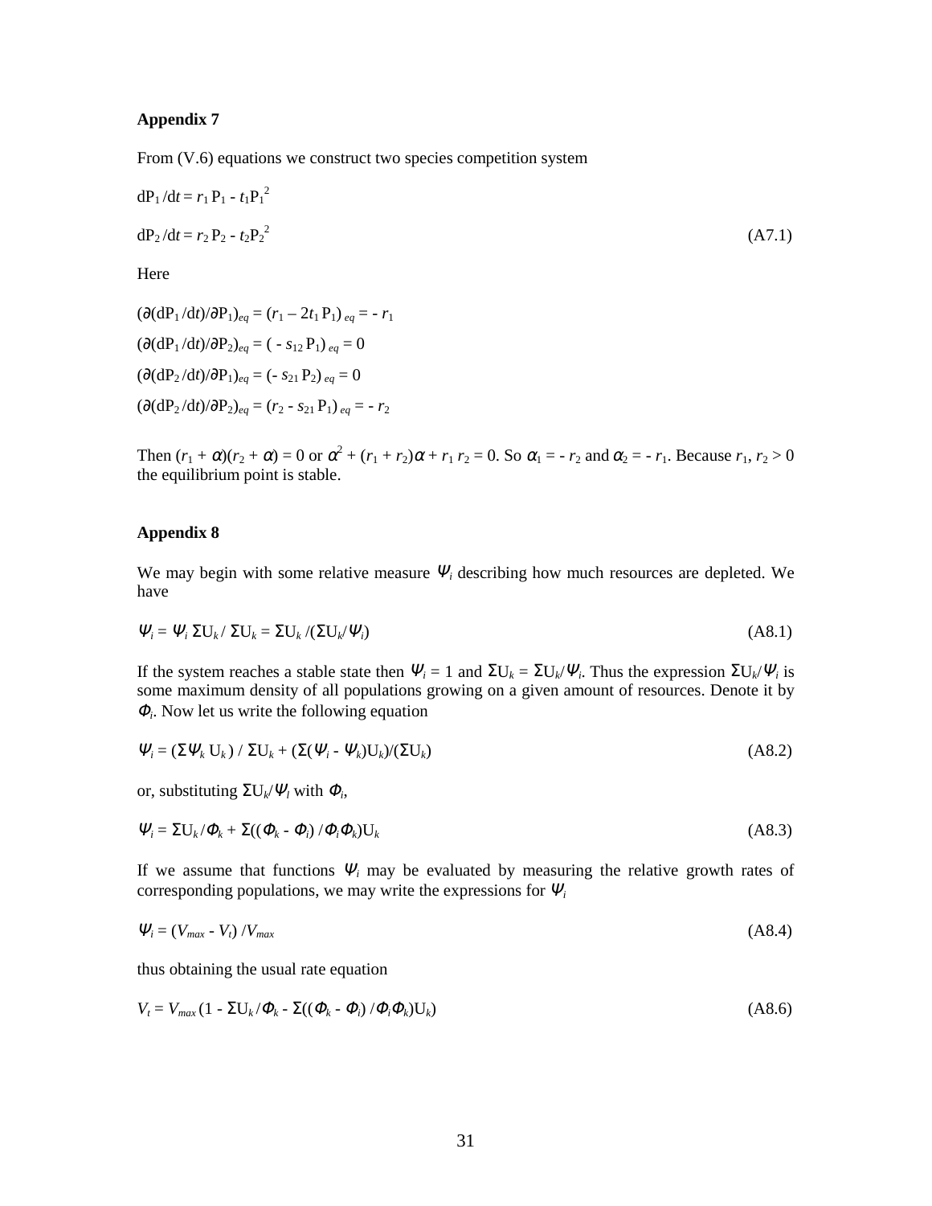**Appendix 7**

From (V.6) equations we construct two species competition system

$$dP_1/dt = r_1 P_1 - t_1 P_1^2$$

$$dP_2/dt = r_2 P_2 - t_2 P_2^2 \tag{A7.1}$$

Here

$(\partial(dP_1/dt)/\partial P_1)_{eq} = (r_1 - 2t_1 P_1)_{eq} = - r_1$

$(\partial(dP_1/dt)/\partial P_2)_{eq} = ( - s_{12} P_1)_{eq} = 0$

$(\partial(dP_2/dt)/\partial P_1)_{eq} = (- s_{21} P_2)_{eq} = 0$

$(\partial(dP_2/dt)/\partial P_2)_{eq} = (r_2 - s_{21} P_1)_{eq} = - r_2$

Then $(r_1 + \alpha)(r_2 + \alpha) = 0$ or $\alpha^2 + (r_1 + r_2)\alpha + r_1 r_2 = 0$. So $\alpha_1 = - r_2$ and $\alpha_2 = - r_1$. Because $r_1, r_2 > 0$ the equilibrium point is stable.

**Appendix 8**

We may begin with some relative measure $\Psi_i$ describing how much resources are depleted. We have

$$\Psi_i = \Psi_i \Sigma U_k / \Sigma U_k = \Sigma U_k / (\Sigma U_k/\Psi_i) \tag{A8.1}$$

If the system reaches a stable state then $\Psi_i = 1$ and $\Sigma U_k = \Sigma U_k/\Psi_i$. Thus the expression $\Sigma U_k/\Psi_i$ is some maximum density of all populations growing on a given amount of resources. Denote it by $\Phi_i$. Now let us write the following equation

$$\Psi_i = (\Sigma \Psi_k U_k) / \Sigma U_k + (\Sigma(\Psi_i - \Psi_k)U_k)/(\Sigma U_k) \tag{A8.2}$$

or, substituting $\Sigma U_k/\Psi_l$ with $\Phi_i$,

$$\Psi_i = \Sigma U_k / \Phi_k + \Sigma((\Phi_k - \Phi_i) / \Phi_i \Phi_k)U_k \tag{A8.3}$$

If we assume that functions $\Psi_i$ may be evaluated by measuring the relative growth rates of corresponding populations, we may write the expressions for $\Psi_i$

$$\Psi_i = (V_{max} - V_t) / V_{max} \tag{A8.4}$$

thus obtaining the usual rate equation

$$V_t = V_{max} (1 - \Sigma U_k / \Phi_k - \Sigma((\Phi_k - \Phi_i) / \Phi_i \Phi_k)U_k) \tag{A8.6}$$